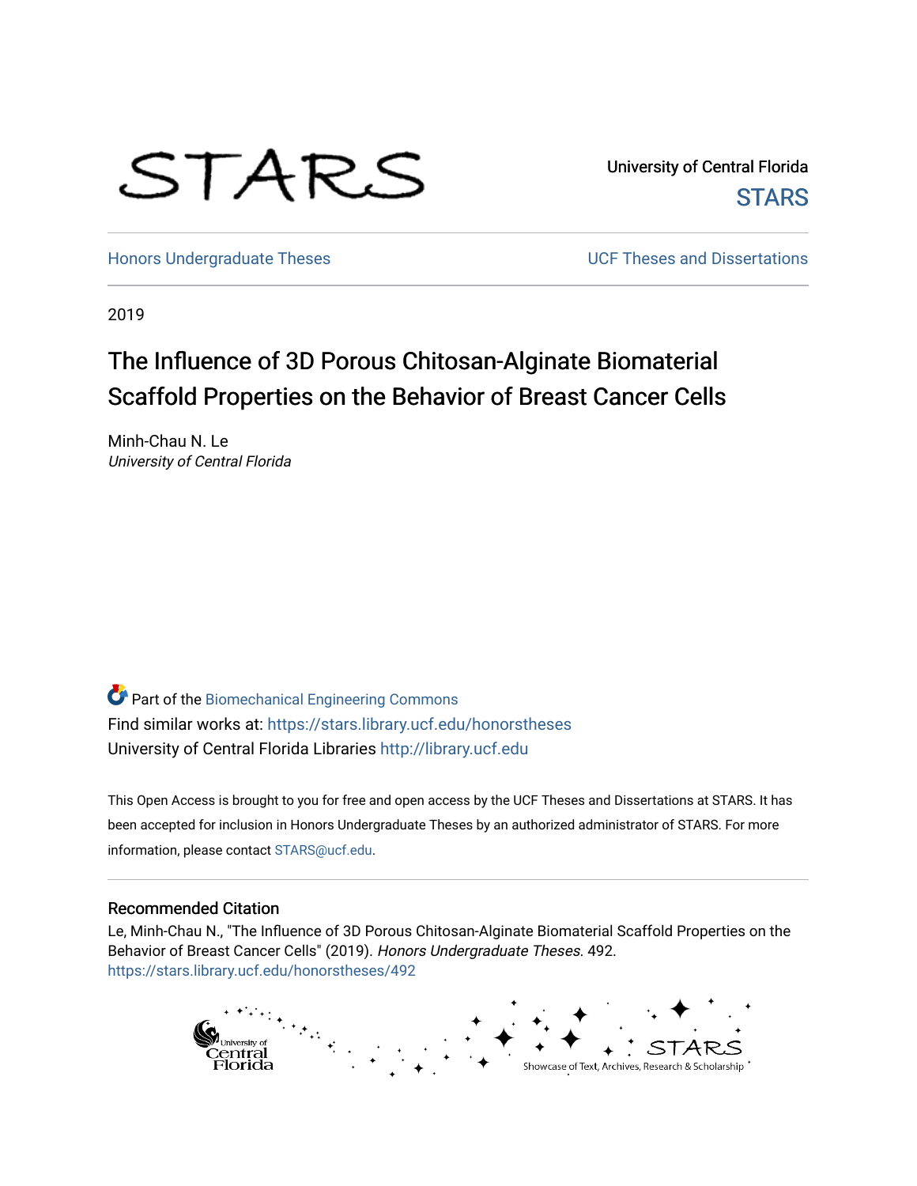STARS

University of Central Florida

STARS

Honors Undergraduate Theses

UCF Theses and Dissertations

2019

# The Influence of 3D Porous Chitosan-Alginate Biomaterial Scaffold Properties on the Behavior of Breast Cancer Cells

Minh-Chau N. Le
*University of Central Florida*

Part of the Biomechanical Engineering Commons

Find similar works at: https://stars.library.ucf.edu/honorstheses

University of Central Florida Libraries http://library.ucf.edu

This Open Access is brought to you for free and open access by the UCF Theses and Dissertations at STARS. It has been accepted for inclusion in Honors Undergraduate Theses by an authorized administrator of STARS. For more information, please contact STARS@ucf.edu.

## Recommended Citation

Le, Minh-Chau N., "The Influence of 3D Porous Chitosan-Alginate Biomaterial Scaffold Properties on the Behavior of Breast Cancer Cells" (2019). *Honors Undergraduate Theses*. 492.
https://stars.library.ucf.edu/honorstheses/492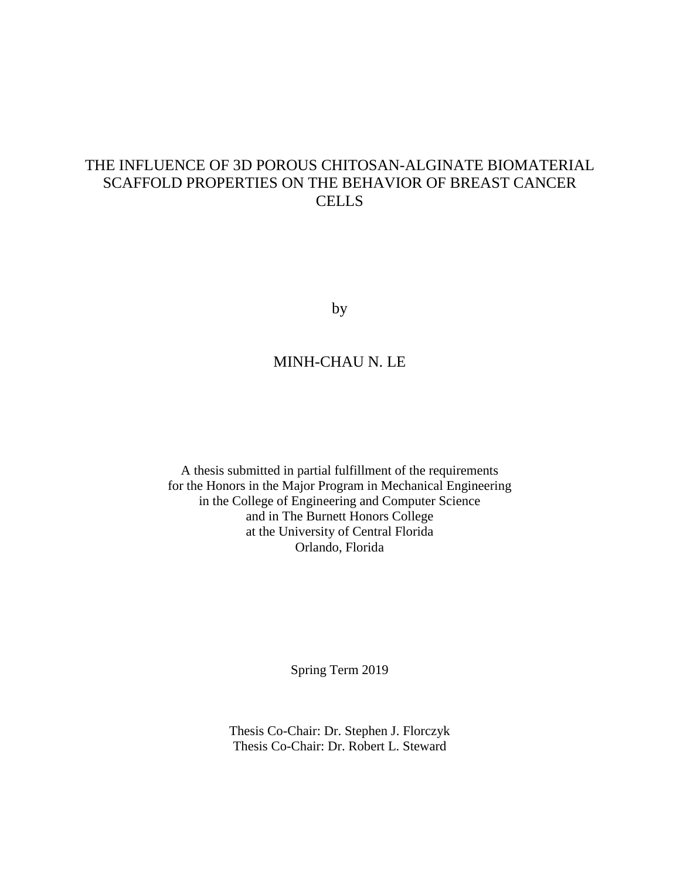# THE INFLUENCE OF 3D POROUS CHITOSAN-ALGINATE BIOMATERIAL SCAFFOLD PROPERTIES ON THE BEHAVIOR OF BREAST CANCER CELLS

by

MINH-CHAU N. LE

A thesis submitted in partial fulfillment of the requirements
for the Honors in the Major Program in Mechanical Engineering
in the College of Engineering and Computer Science
and in The Burnett Honors College
at the University of Central Florida
Orlando, Florida

Spring Term 2019

Thesis Co-Chair: Dr. Stephen J. Florczyk
Thesis Co-Chair: Dr. Robert L. Steward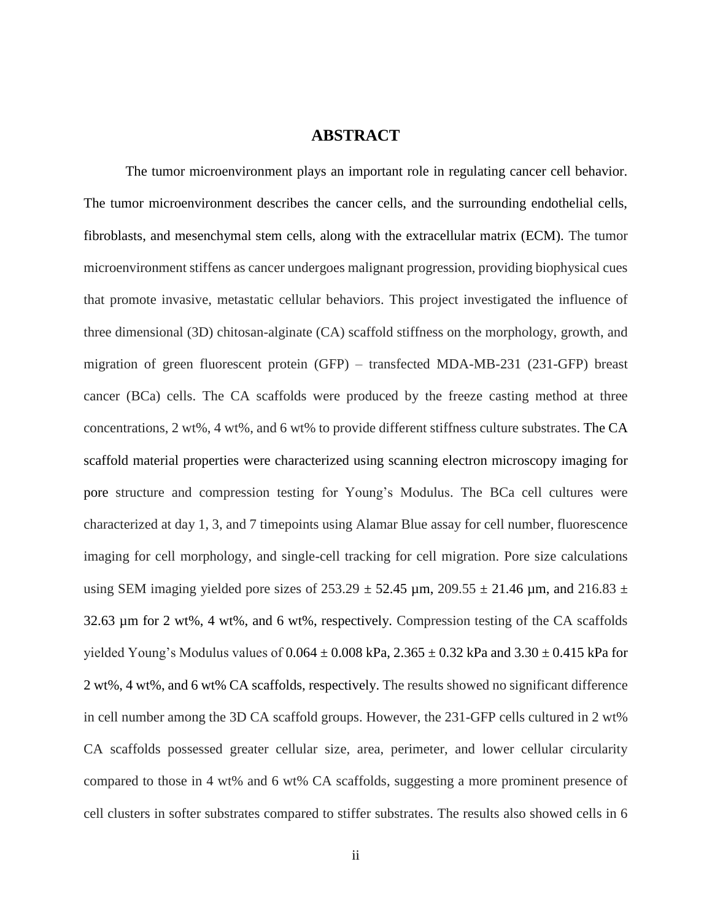# ABSTRACT

The tumor microenvironment plays an important role in regulating cancer cell behavior. The tumor microenvironment describes the cancer cells, and the surrounding endothelial cells, fibroblasts, and mesenchymal stem cells, along with the extracellular matrix (ECM). The tumor microenvironment stiffens as cancer undergoes malignant progression, providing biophysical cues that promote invasive, metastatic cellular behaviors. This project investigated the influence of three dimensional (3D) chitosan-alginate (CA) scaffold stiffness on the morphology, growth, and migration of green fluorescent protein (GFP) – transfected MDA-MB-231 (231-GFP) breast cancer (BCa) cells. The CA scaffolds were produced by the freeze casting method at three concentrations, 2 wt%, 4 wt%, and 6 wt% to provide different stiffness culture substrates. The CA scaffold material properties were characterized using scanning electron microscopy imaging for pore structure and compression testing for Young's Modulus. The BCa cell cultures were characterized at day 1, 3, and 7 timepoints using Alamar Blue assay for cell number, fluorescence imaging for cell morphology, and single-cell tracking for cell migration. Pore size calculations using SEM imaging yielded pore sizes of $253.29 \pm 52.45$ µm, $209.55 \pm 21.46$ µm, and $216.83 \pm 32.63$ µm for 2 wt%, 4 wt%, and 6 wt%, respectively. Compression testing of the CA scaffolds yielded Young's Modulus values of $0.064 \pm 0.008$ kPa, $2.365 \pm 0.32$ kPa and $3.30 \pm 0.415$ kPa for 2 wt%, 4 wt%, and 6 wt% CA scaffolds, respectively. The results showed no significant difference in cell number among the 3D CA scaffold groups. However, the 231-GFP cells cultured in 2 wt% CA scaffolds possessed greater cellular size, area, perimeter, and lower cellular circularity compared to those in 4 wt% and 6 wt% CA scaffolds, suggesting a more prominent presence of cell clusters in softer substrates compared to stiffer substrates. The results also showed cells in 6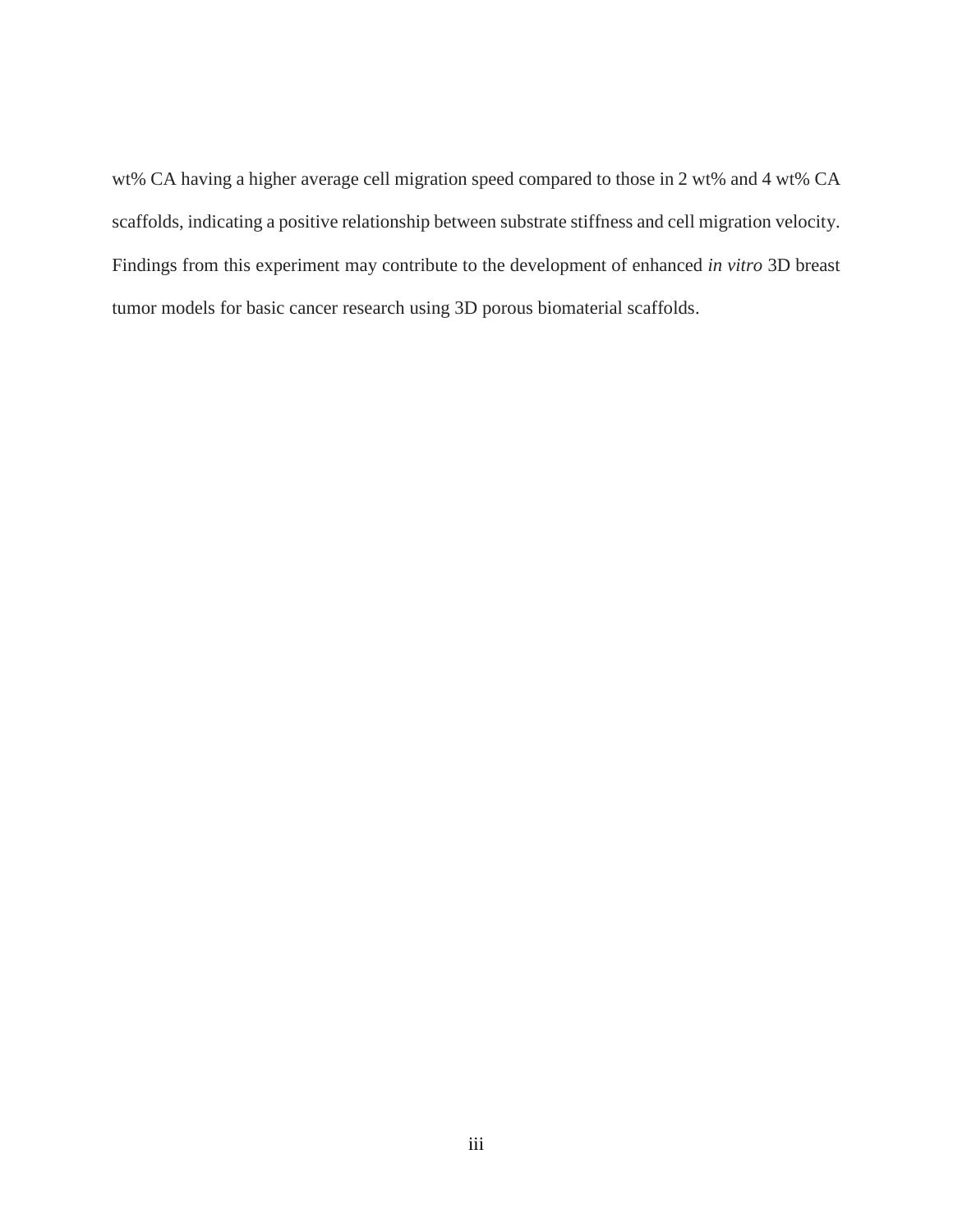wt% CA having a higher average cell migration speed compared to those in 2 wt% and 4 wt% CA scaffolds, indicating a positive relationship between substrate stiffness and cell migration velocity. Findings from this experiment may contribute to the development of enhanced *in vitro* 3D breast tumor models for basic cancer research using 3D porous biomaterial scaffolds.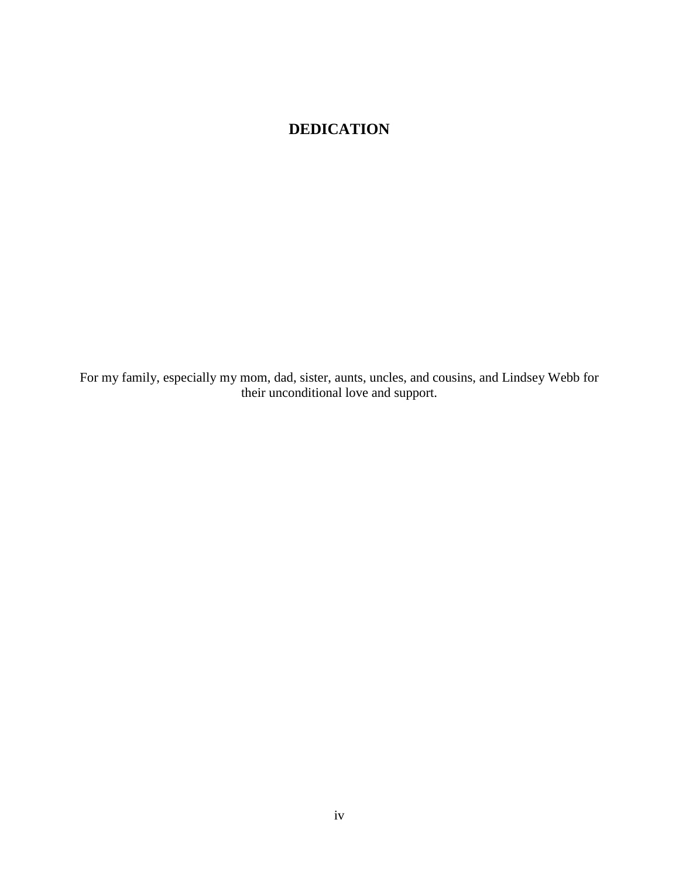# DEDICATION

For my family, especially my mom, dad, sister, aunts, uncles, and cousins, and Lindsey Webb for their unconditional love and support.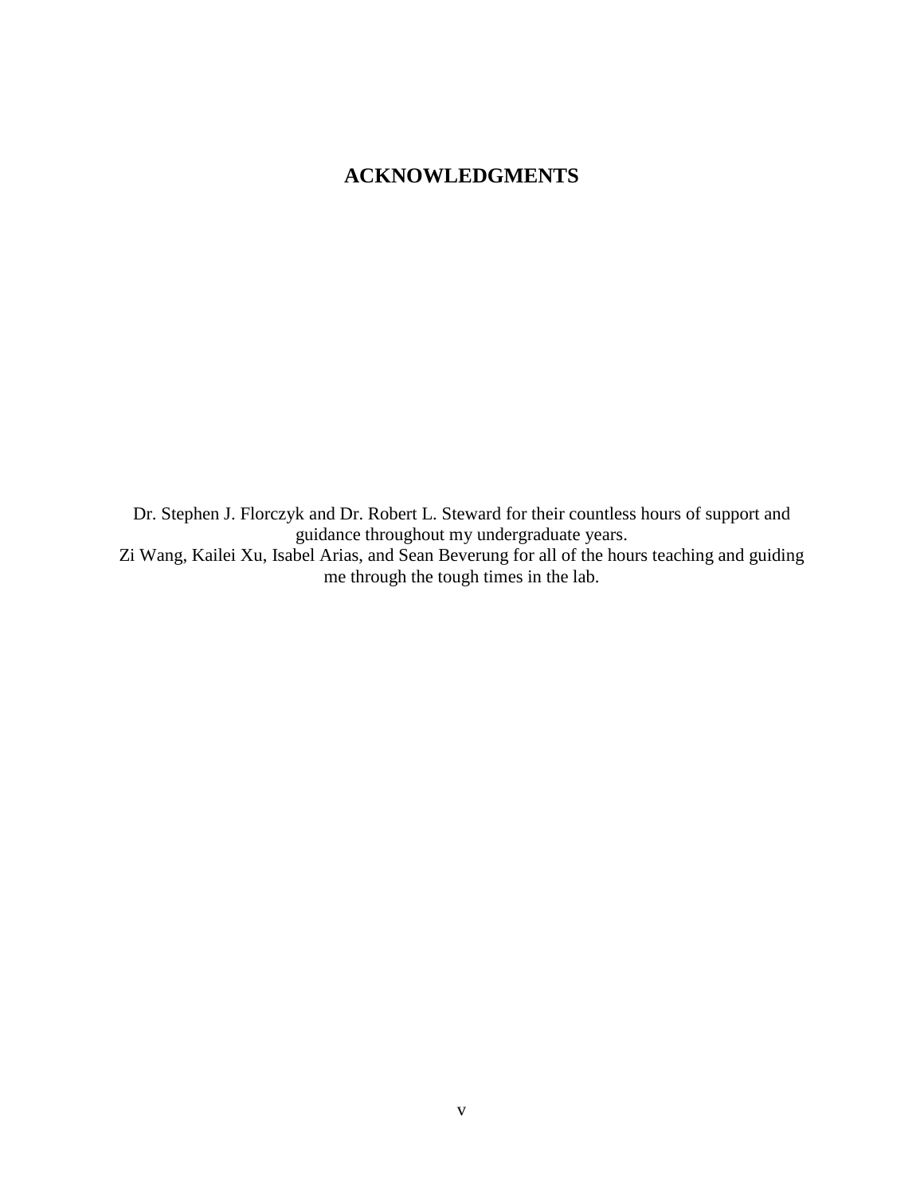# ACKNOWLEDGMENTS

Dr. Stephen J. Florczyk and Dr. Robert L. Steward for their countless hours of support and guidance throughout my undergraduate years.

Zi Wang, Kailei Xu, Isabel Arias, and Sean Beverung for all of the hours teaching and guiding me through the tough times in the lab.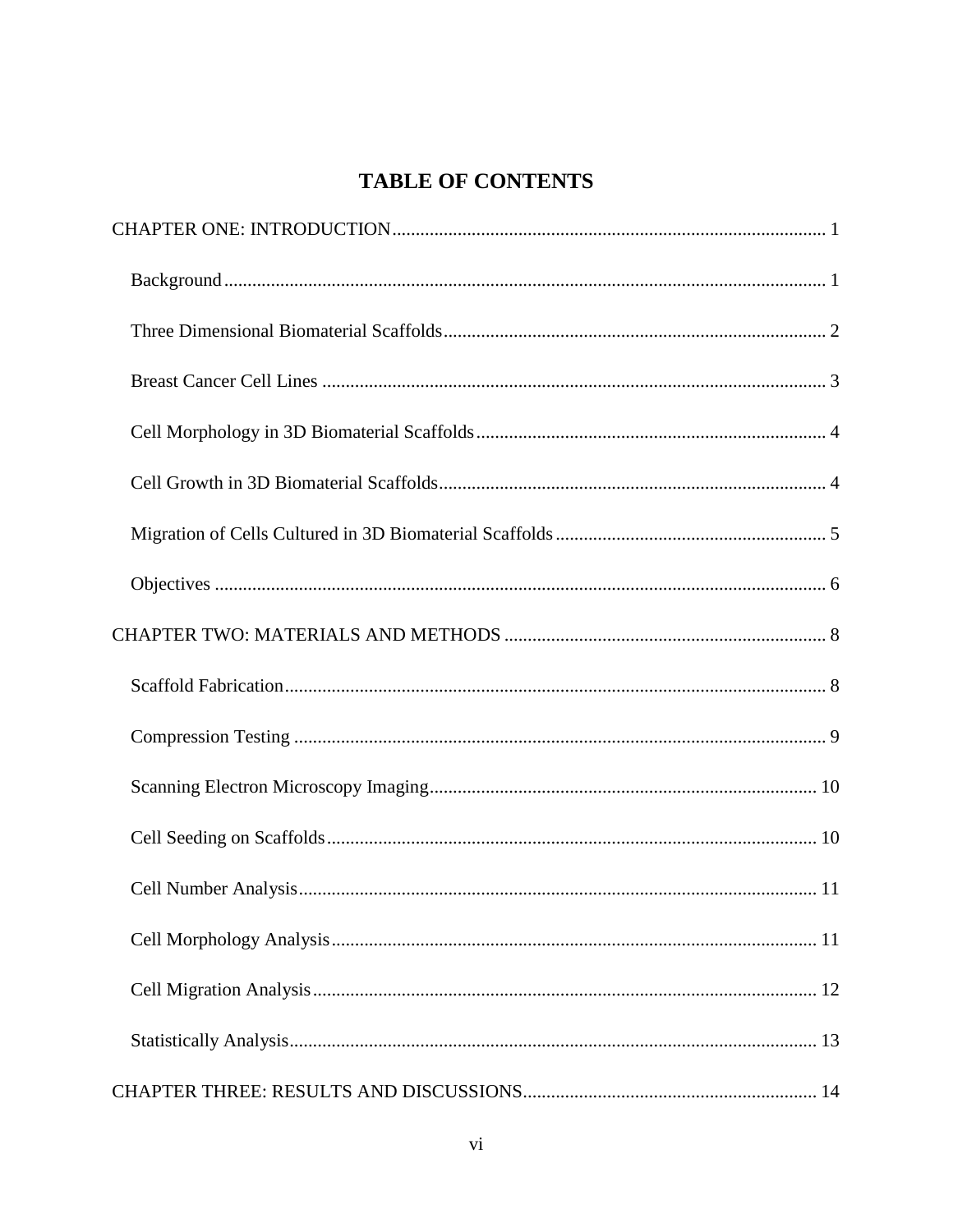# TABLE OF CONTENTS

CHAPTER ONE: INTRODUCTION ........ 1

- Background ........ 1
- Three Dimensional Biomaterial Scaffolds ........ 2
- Breast Cancer Cell Lines ........ 3
- Cell Morphology in 3D Biomaterial Scaffolds ........ 4
- Cell Growth in 3D Biomaterial Scaffolds ........ 4
- Migration of Cells Cultured in 3D Biomaterial Scaffolds ........ 5
- Objectives ........ 6

CHAPTER TWO: MATERIALS AND METHODS ........ 8

- Scaffold Fabrication ........ 8
- Compression Testing ........ 9
- Scanning Electron Microscopy Imaging ........ 10
- Cell Seeding on Scaffolds ........ 10
- Cell Number Analysis ........ 11
- Cell Morphology Analysis ........ 11
- Cell Migration Analysis ........ 12
- Statistically Analysis ........ 13

CHAPTER THREE: RESULTS AND DISCUSSIONS ........ 14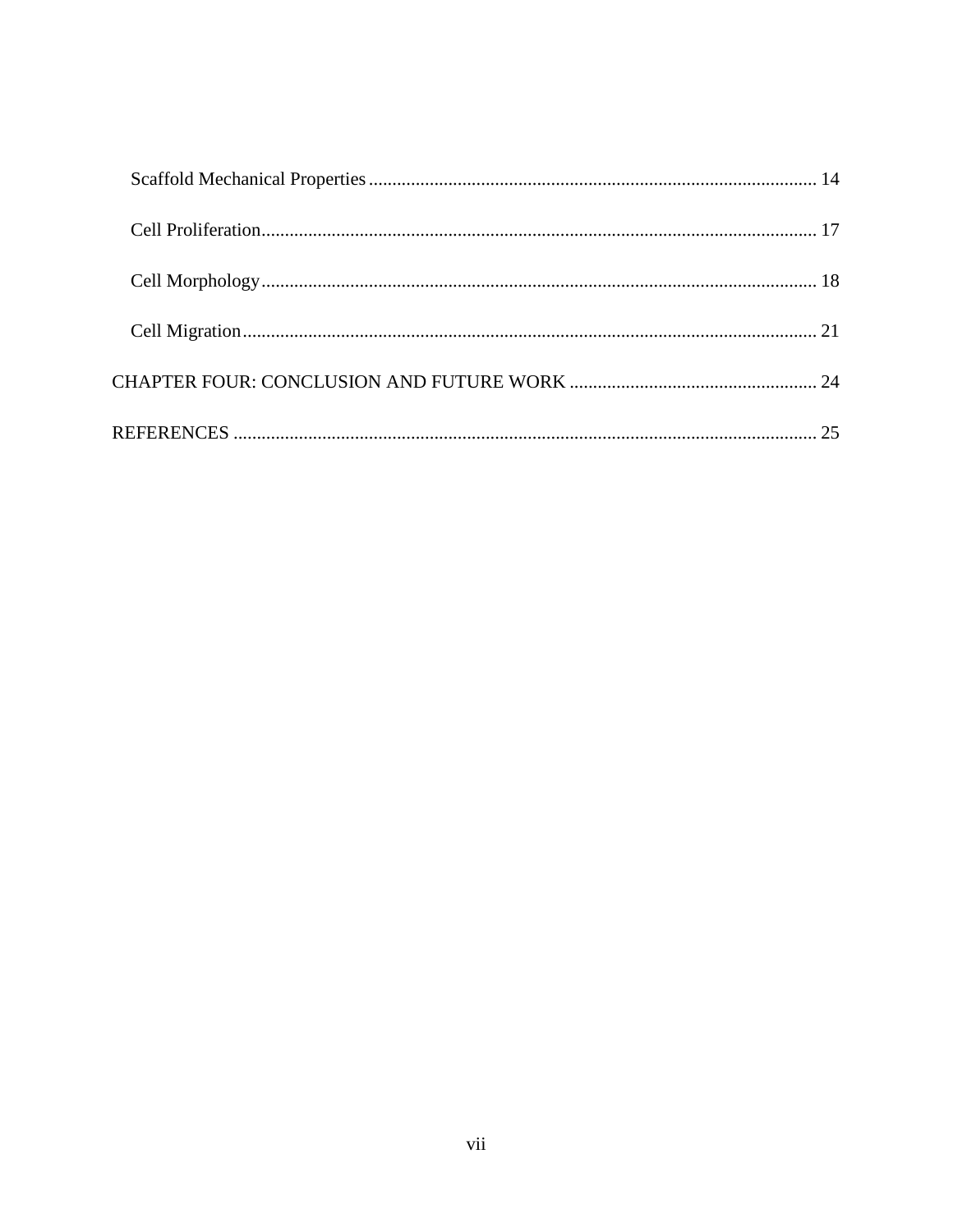Scaffold Mechanical Properties ................................................................................................ 14

Cell Proliferation....................................................................................................................... 17

Cell Morphology....................................................................................................................... 18

Cell Migration........................................................................................................................... 21

CHAPTER FOUR: CONCLUSION AND FUTURE WORK ..................................................... 24

REFERENCES ............................................................................................................................. 25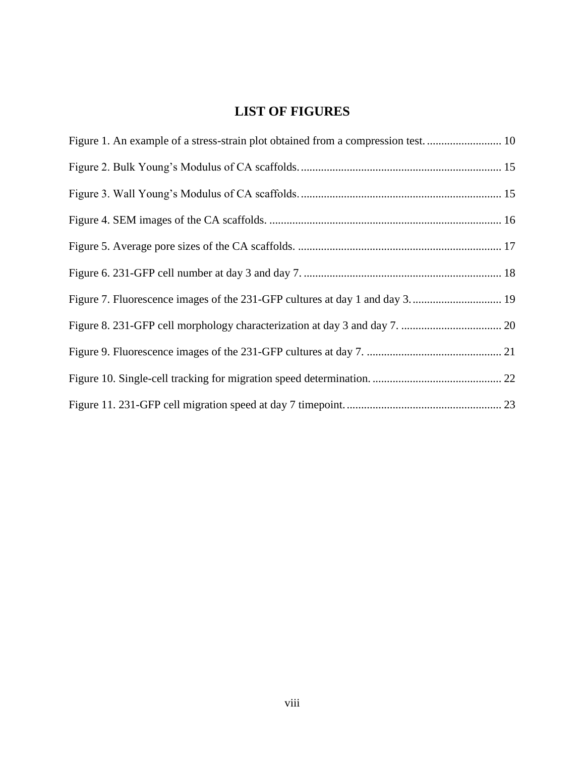# LIST OF FIGURES

Figure 1. An example of a stress-strain plot obtained from a compression test. .......................... 10

Figure 2. Bulk Young's Modulus of CA scaffolds. ..................................................................... 15

Figure 3. Wall Young's Modulus of CA scaffolds. ..................................................................... 15

Figure 4. SEM images of the CA scaffolds. ................................................................................ 16

Figure 5. Average pore sizes of the CA scaffolds. ...................................................................... 17

Figure 6. 231-GFP cell number at day 3 and day 7. .................................................................... 18

Figure 7. Fluorescence images of the 231-GFP cultures at day 1 and day 3. ............................... 19

Figure 8. 231-GFP cell morphology characterization at day 3 and day 7. ................................... 20

Figure 9. Fluorescence images of the 231-GFP cultures at day 7. ............................................... 21

Figure 10. Single-cell tracking for migration speed determination. ............................................. 22

Figure 11. 231-GFP cell migration speed at day 7 timepoint. ...................................................... 23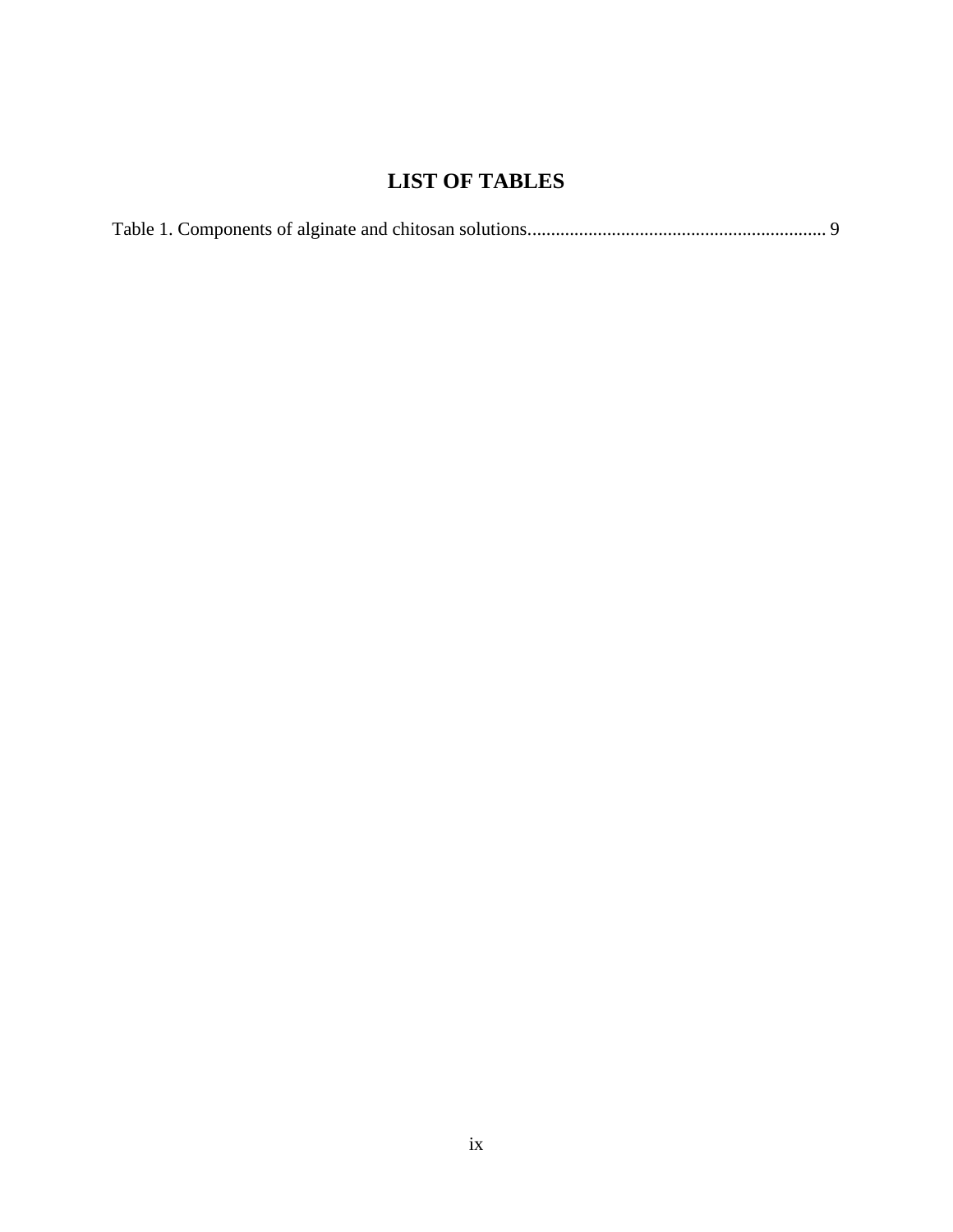# LIST OF TABLES

Table 1. Components of alginate and chitosan solutions................................................................ 9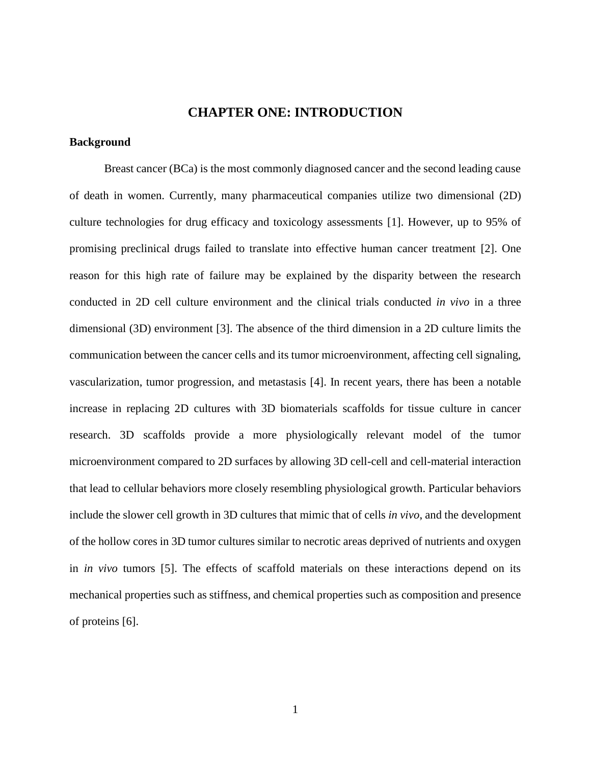# CHAPTER ONE: INTRODUCTION

## Background

Breast cancer (BCa) is the most commonly diagnosed cancer and the second leading cause of death in women. Currently, many pharmaceutical companies utilize two dimensional (2D) culture technologies for drug efficacy and toxicology assessments [1]. However, up to 95% of promising preclinical drugs failed to translate into effective human cancer treatment [2]. One reason for this high rate of failure may be explained by the disparity between the research conducted in 2D cell culture environment and the clinical trials conducted *in vivo* in a three dimensional (3D) environment [3]. The absence of the third dimension in a 2D culture limits the communication between the cancer cells and its tumor microenvironment, affecting cell signaling, vascularization, tumor progression, and metastasis [4]. In recent years, there has been a notable increase in replacing 2D cultures with 3D biomaterials scaffolds for tissue culture in cancer research. 3D scaffolds provide a more physiologically relevant model of the tumor microenvironment compared to 2D surfaces by allowing 3D cell-cell and cell-material interaction that lead to cellular behaviors more closely resembling physiological growth. Particular behaviors include the slower cell growth in 3D cultures that mimic that of cells *in vivo,* and the development of the hollow cores in 3D tumor cultures similar to necrotic areas deprived of nutrients and oxygen in *in vivo* tumors [5]. The effects of scaffold materials on these interactions depend on its mechanical properties such as stiffness, and chemical properties such as composition and presence of proteins [6].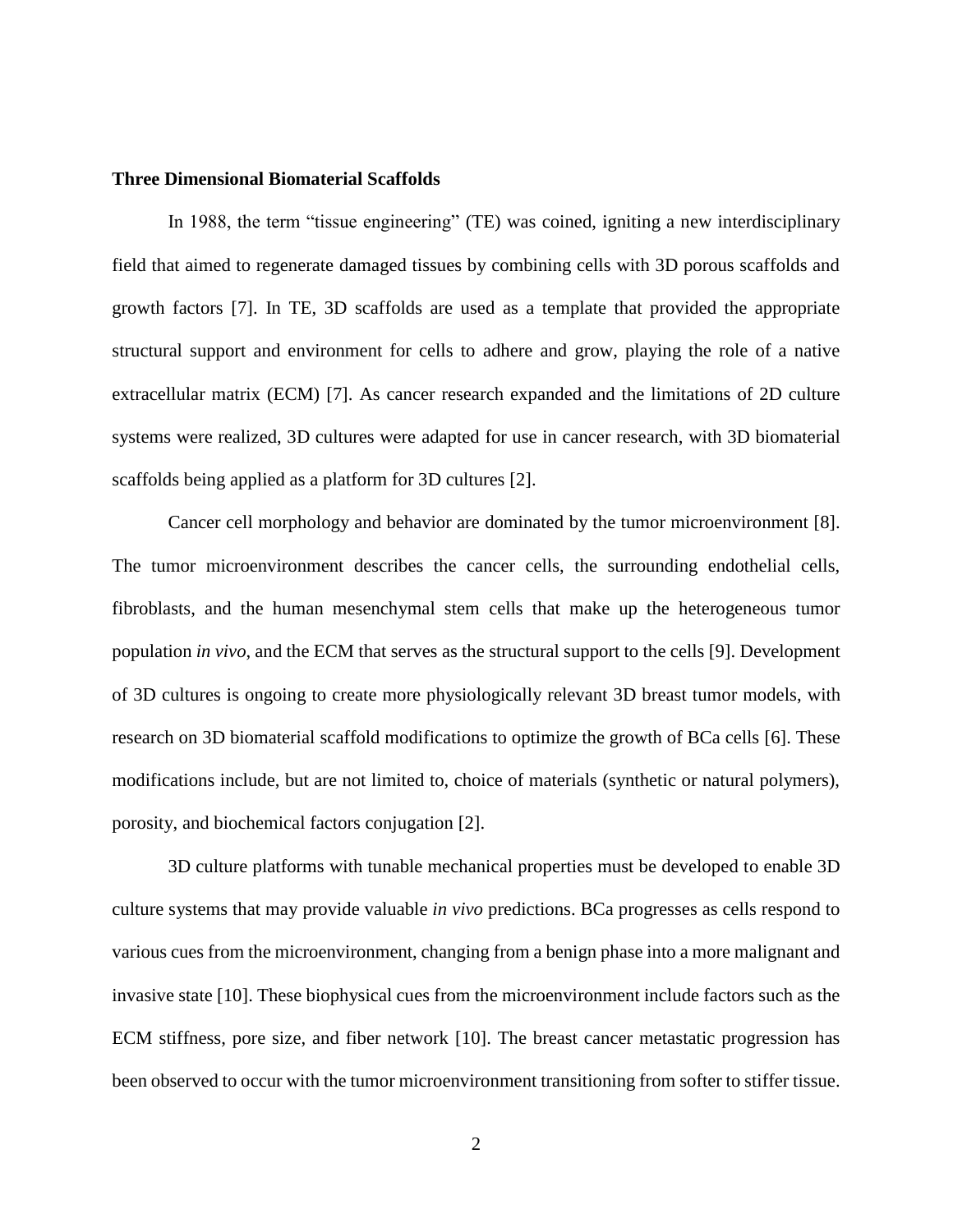**Three Dimensional Biomaterial Scaffolds**

In 1988, the term "tissue engineering" (TE) was coined, igniting a new interdisciplinary field that aimed to regenerate damaged tissues by combining cells with 3D porous scaffolds and growth factors [7]. In TE, 3D scaffolds are used as a template that provided the appropriate structural support and environment for cells to adhere and grow, playing the role of a native extracellular matrix (ECM) [7]. As cancer research expanded and the limitations of 2D culture systems were realized, 3D cultures were adapted for use in cancer research, with 3D biomaterial scaffolds being applied as a platform for 3D cultures [2].

Cancer cell morphology and behavior are dominated by the tumor microenvironment [8]. The tumor microenvironment describes the cancer cells, the surrounding endothelial cells, fibroblasts, and the human mesenchymal stem cells that make up the heterogeneous tumor population *in vivo*, and the ECM that serves as the structural support to the cells [9]. Development of 3D cultures is ongoing to create more physiologically relevant 3D breast tumor models, with research on 3D biomaterial scaffold modifications to optimize the growth of BCa cells [6]. These modifications include, but are not limited to, choice of materials (synthetic or natural polymers), porosity, and biochemical factors conjugation [2].

3D culture platforms with tunable mechanical properties must be developed to enable 3D culture systems that may provide valuable *in vivo* predictions. BCa progresses as cells respond to various cues from the microenvironment, changing from a benign phase into a more malignant and invasive state [10]. These biophysical cues from the microenvironment include factors such as the ECM stiffness, pore size, and fiber network [10]. The breast cancer metastatic progression has been observed to occur with the tumor microenvironment transitioning from softer to stiffer tissue.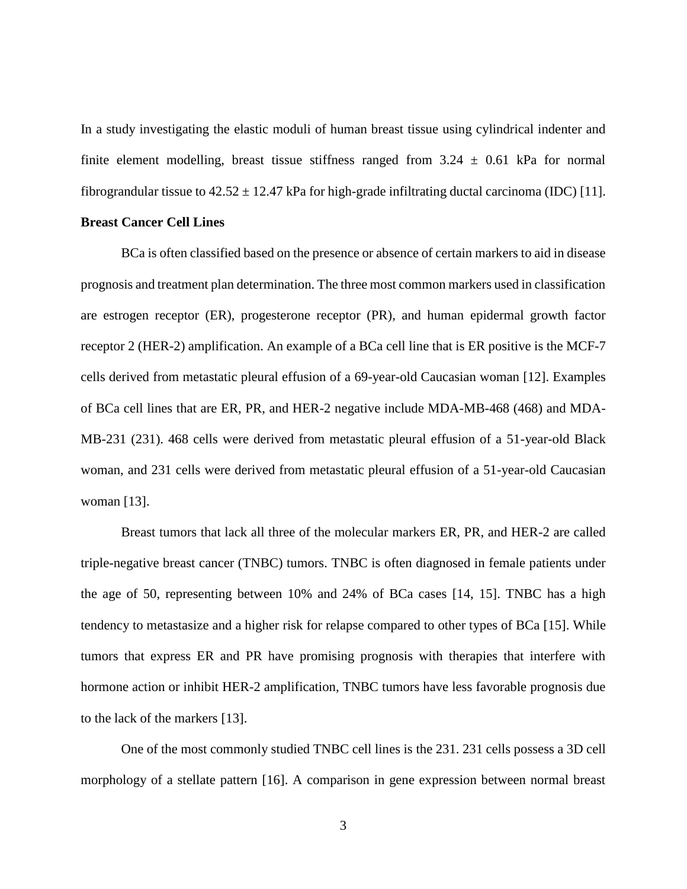In a study investigating the elastic moduli of human breast tissue using cylindrical indenter and finite element modelling, breast tissue stiffness ranged from $3.24 \pm 0.61$ kPa for normal fibrograndular tissue to $42.52 \pm 12.47$ kPa for high-grade infiltrating ductal carcinoma (IDC) [11].

**Breast Cancer Cell Lines**

BCa is often classified based on the presence or absence of certain markers to aid in disease prognosis and treatment plan determination. The three most common markers used in classification are estrogen receptor (ER), progesterone receptor (PR), and human epidermal growth factor receptor 2 (HER-2) amplification. An example of a BCa cell line that is ER positive is the MCF-7 cells derived from metastatic pleural effusion of a 69-year-old Caucasian woman [12]. Examples of BCa cell lines that are ER, PR, and HER-2 negative include MDA-MB-468 (468) and MDA-MB-231 (231). 468 cells were derived from metastatic pleural effusion of a 51-year-old Black woman, and 231 cells were derived from metastatic pleural effusion of a 51-year-old Caucasian woman [13].

Breast tumors that lack all three of the molecular markers ER, PR, and HER-2 are called triple-negative breast cancer (TNBC) tumors. TNBC is often diagnosed in female patients under the age of 50, representing between 10% and 24% of BCa cases [14, 15]. TNBC has a high tendency to metastasize and a higher risk for relapse compared to other types of BCa [15]. While tumors that express ER and PR have promising prognosis with therapies that interfere with hormone action or inhibit HER-2 amplification, TNBC tumors have less favorable prognosis due to the lack of the markers [13].

One of the most commonly studied TNBC cell lines is the 231. 231 cells possess a 3D cell morphology of a stellate pattern [16]. A comparison in gene expression between normal breast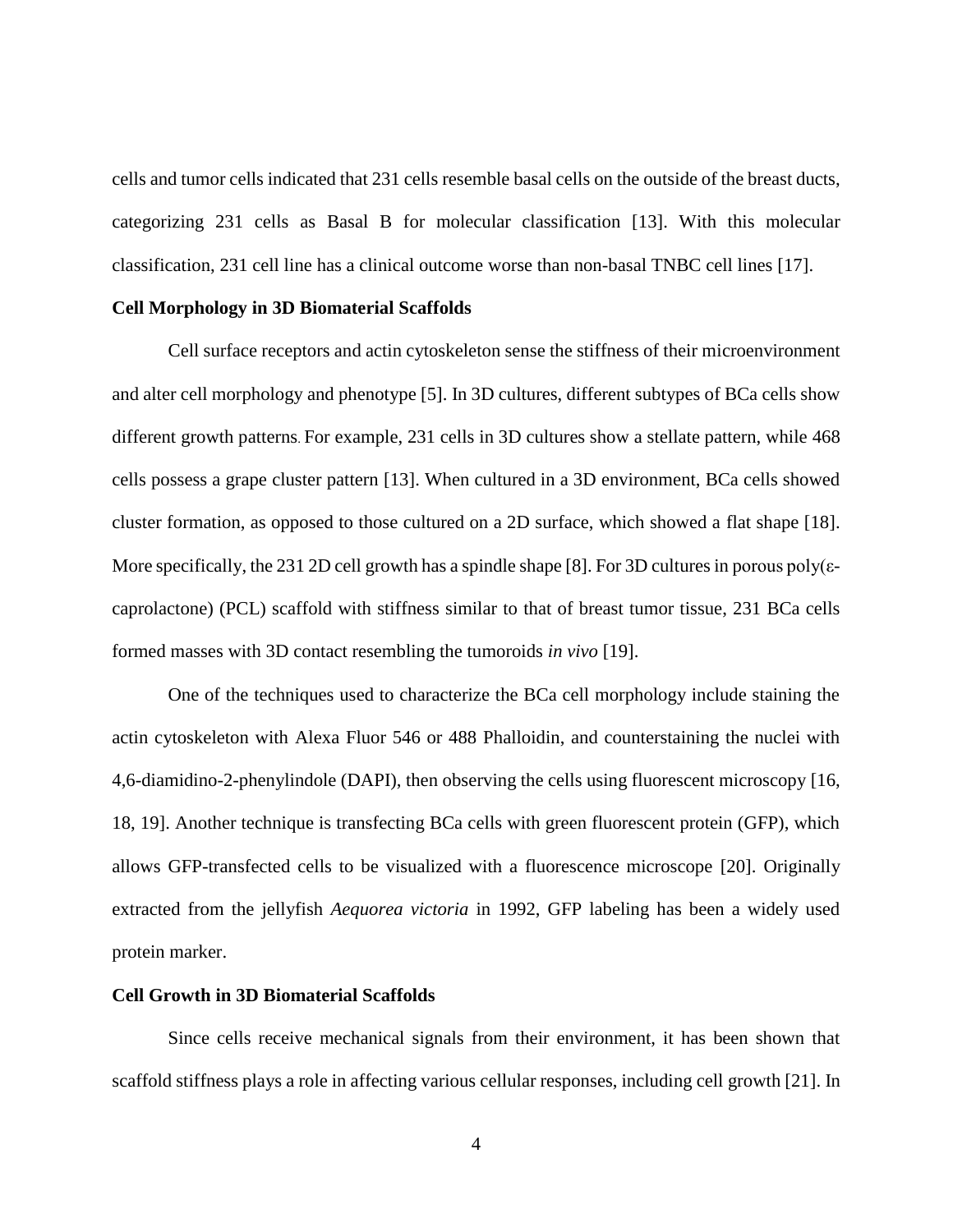cells and tumor cells indicated that 231 cells resemble basal cells on the outside of the breast ducts, categorizing 231 cells as Basal B for molecular classification [13]. With this molecular classification, 231 cell line has a clinical outcome worse than non-basal TNBC cell lines [17].

**Cell Morphology in 3D Biomaterial Scaffolds**

Cell surface receptors and actin cytoskeleton sense the stiffness of their microenvironment and alter cell morphology and phenotype [5]. In 3D cultures, different subtypes of BCa cells show different growth patterns. For example, 231 cells in 3D cultures show a stellate pattern, while 468 cells possess a grape cluster pattern [13]. When cultured in a 3D environment, BCa cells showed cluster formation, as opposed to those cultured on a 2D surface, which showed a flat shape [18]. More specifically, the 231 2D cell growth has a spindle shape [8]. For 3D cultures in porous poly(ε-caprolactone) (PCL) scaffold with stiffness similar to that of breast tumor tissue, 231 BCa cells formed masses with 3D contact resembling the tumoroids *in vivo* [19].

One of the techniques used to characterize the BCa cell morphology include staining the actin cytoskeleton with Alexa Fluor 546 or 488 Phalloidin, and counterstaining the nuclei with 4,6-diamidino-2-phenylindole (DAPI), then observing the cells using fluorescent microscopy [16, 18, 19]. Another technique is transfecting BCa cells with green fluorescent protein (GFP), which allows GFP-transfected cells to be visualized with a fluorescence microscope [20]. Originally extracted from the jellyfish *Aequorea victoria* in 1992, GFP labeling has been a widely used protein marker.

**Cell Growth in 3D Biomaterial Scaffolds**

Since cells receive mechanical signals from their environment, it has been shown that scaffold stiffness plays a role in affecting various cellular responses, including cell growth [21]. In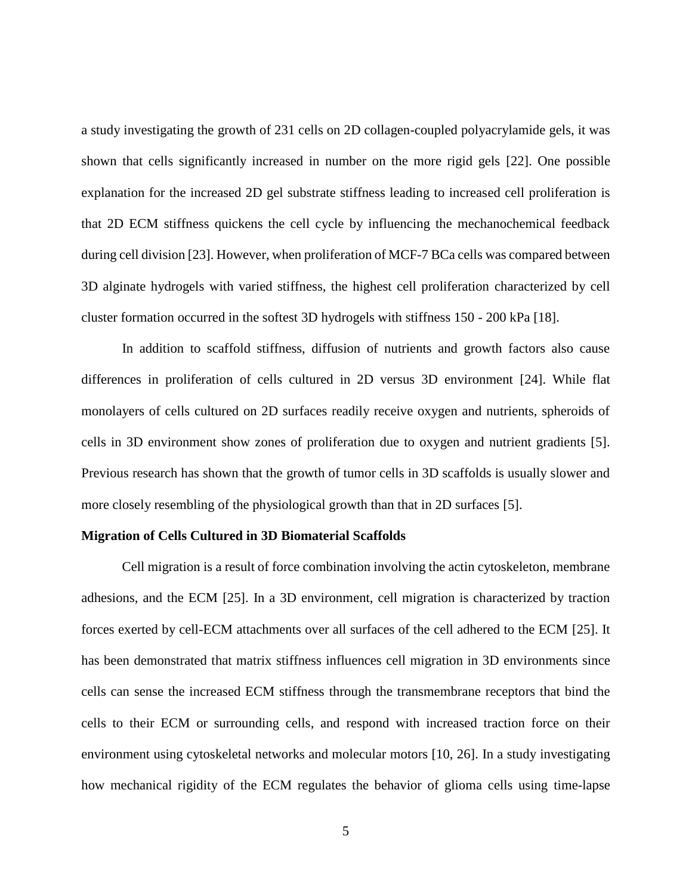a study investigating the growth of 231 cells on 2D collagen-coupled polyacrylamide gels, it was shown that cells significantly increased in number on the more rigid gels [22]. One possible explanation for the increased 2D gel substrate stiffness leading to increased cell proliferation is that 2D ECM stiffness quickens the cell cycle by influencing the mechanochemical feedback during cell division [23]. However, when proliferation of MCF-7 BCa cells was compared between 3D alginate hydrogels with varied stiffness, the highest cell proliferation characterized by cell cluster formation occurred in the softest 3D hydrogels with stiffness 150 - 200 kPa [18].

In addition to scaffold stiffness, diffusion of nutrients and growth factors also cause differences in proliferation of cells cultured in 2D versus 3D environment [24]. While flat monolayers of cells cultured on 2D surfaces readily receive oxygen and nutrients, spheroids of cells in 3D environment show zones of proliferation due to oxygen and nutrient gradients [5]. Previous research has shown that the growth of tumor cells in 3D scaffolds is usually slower and more closely resembling of the physiological growth than that in 2D surfaces [5].

**Migration of Cells Cultured in 3D Biomaterial Scaffolds**

Cell migration is a result of force combination involving the actin cytoskeleton, membrane adhesions, and the ECM [25]. In a 3D environment, cell migration is characterized by traction forces exerted by cell-ECM attachments over all surfaces of the cell adhered to the ECM [25]. It has been demonstrated that matrix stiffness influences cell migration in 3D environments since cells can sense the increased ECM stiffness through the transmembrane receptors that bind the cells to their ECM or surrounding cells, and respond with increased traction force on their environment using cytoskeletal networks and molecular motors [10, 26]. In a study investigating how mechanical rigidity of the ECM regulates the behavior of glioma cells using time-lapse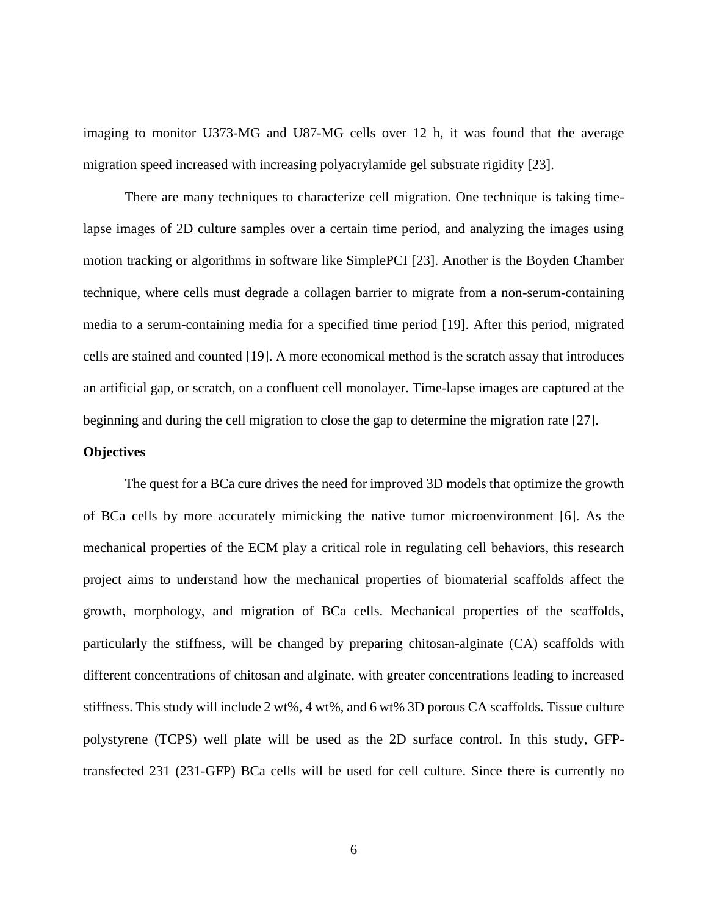imaging to monitor U373-MG and U87-MG cells over 12 h, it was found that the average migration speed increased with increasing polyacrylamide gel substrate rigidity [23].

There are many techniques to characterize cell migration. One technique is taking time-lapse images of 2D culture samples over a certain time period, and analyzing the images using motion tracking or algorithms in software like SimplePCI [23]. Another is the Boyden Chamber technique, where cells must degrade a collagen barrier to migrate from a non-serum-containing media to a serum-containing media for a specified time period [19]. After this period, migrated cells are stained and counted [19]. A more economical method is the scratch assay that introduces an artificial gap, or scratch, on a confluent cell monolayer. Time-lapse images are captured at the beginning and during the cell migration to close the gap to determine the migration rate [27].

**Objectives**

The quest for a BCa cure drives the need for improved 3D models that optimize the growth of BCa cells by more accurately mimicking the native tumor microenvironment [6]. As the mechanical properties of the ECM play a critical role in regulating cell behaviors, this research project aims to understand how the mechanical properties of biomaterial scaffolds affect the growth, morphology, and migration of BCa cells. Mechanical properties of the scaffolds, particularly the stiffness, will be changed by preparing chitosan-alginate (CA) scaffolds with different concentrations of chitosan and alginate, with greater concentrations leading to increased stiffness. This study will include 2 wt%, 4 wt%, and 6 wt% 3D porous CA scaffolds. Tissue culture polystyrene (TCPS) well plate will be used as the 2D surface control. In this study, GFP-transfected 231 (231-GFP) BCa cells will be used for cell culture. Since there is currently no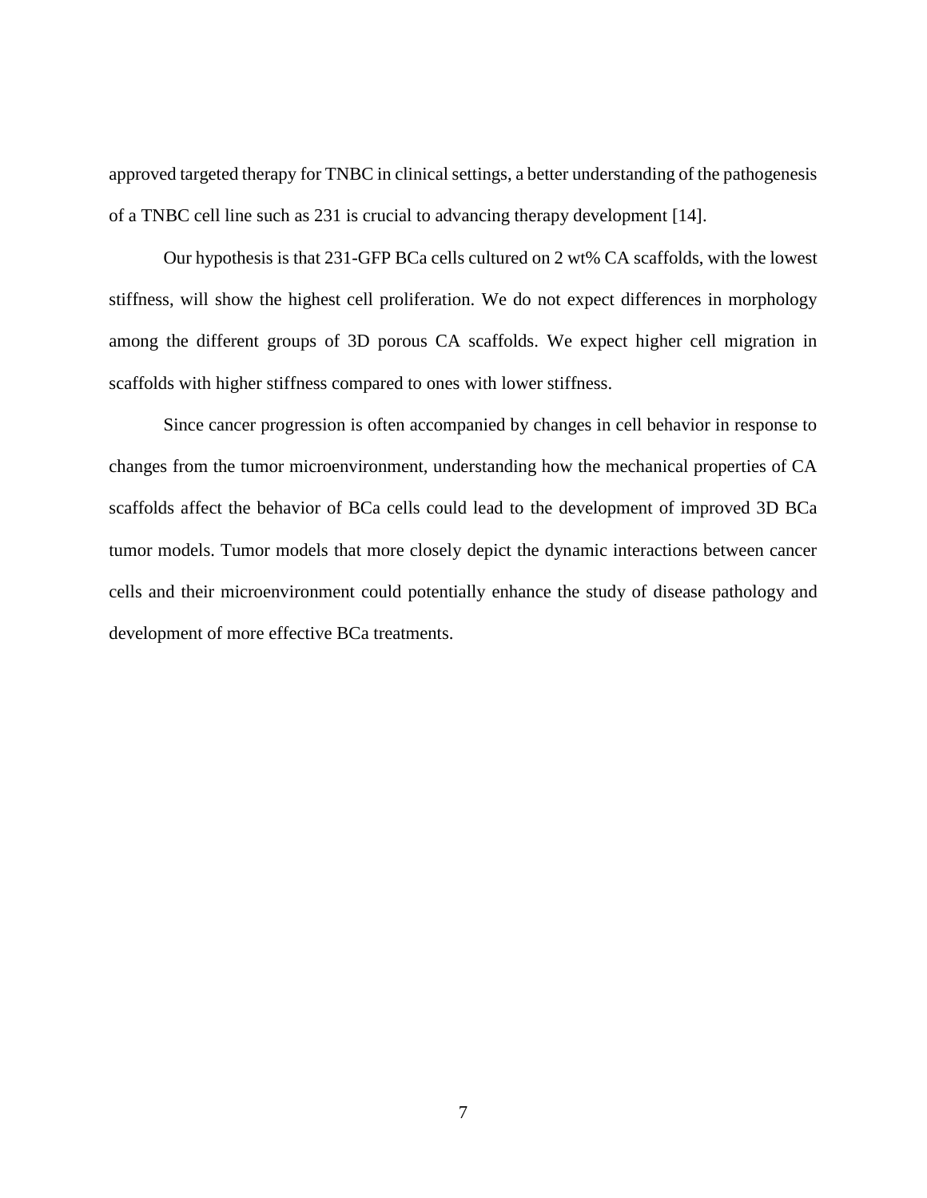approved targeted therapy for TNBC in clinical settings, a better understanding of the pathogenesis of a TNBC cell line such as 231 is crucial to advancing therapy development [14].

Our hypothesis is that 231-GFP BCa cells cultured on 2 wt% CA scaffolds, with the lowest stiffness, will show the highest cell proliferation. We do not expect differences in morphology among the different groups of 3D porous CA scaffolds. We expect higher cell migration in scaffolds with higher stiffness compared to ones with lower stiffness.

Since cancer progression is often accompanied by changes in cell behavior in response to changes from the tumor microenvironment, understanding how the mechanical properties of CA scaffolds affect the behavior of BCa cells could lead to the development of improved 3D BCa tumor models. Tumor models that more closely depict the dynamic interactions between cancer cells and their microenvironment could potentially enhance the study of disease pathology and development of more effective BCa treatments.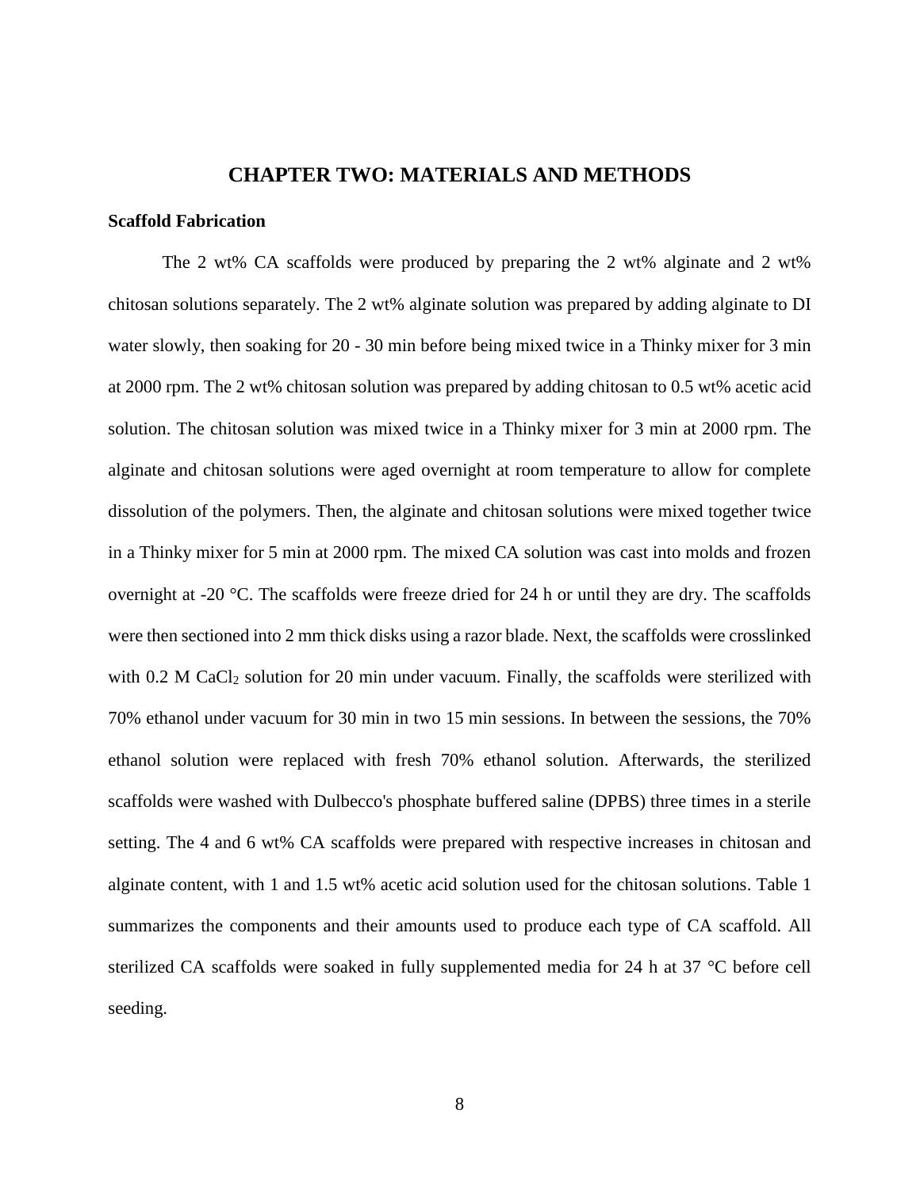# CHAPTER TWO: MATERIALS AND METHODS

## Scaffold Fabrication

The 2 wt% CA scaffolds were produced by preparing the 2 wt% alginate and 2 wt% chitosan solutions separately. The 2 wt% alginate solution was prepared by adding alginate to DI water slowly, then soaking for 20 - 30 min before being mixed twice in a Thinky mixer for 3 min at 2000 rpm. The 2 wt% chitosan solution was prepared by adding chitosan to 0.5 wt% acetic acid solution. The chitosan solution was mixed twice in a Thinky mixer for 3 min at 2000 rpm. The alginate and chitosan solutions were aged overnight at room temperature to allow for complete dissolution of the polymers. Then, the alginate and chitosan solutions were mixed together twice in a Thinky mixer for 5 min at 2000 rpm. The mixed CA solution was cast into molds and frozen overnight at -20 °C. The scaffolds were freeze dried for 24 h or until they are dry. The scaffolds were then sectioned into 2 mm thick disks using a razor blade. Next, the scaffolds were crosslinked with 0.2 M $CaCl_2$ solution for 20 min under vacuum. Finally, the scaffolds were sterilized with 70% ethanol under vacuum for 30 min in two 15 min sessions. In between the sessions, the 70% ethanol solution were replaced with fresh 70% ethanol solution. Afterwards, the sterilized scaffolds were washed with Dulbecco's phosphate buffered saline (DPBS) three times in a sterile setting. The 4 and 6 wt% CA scaffolds were prepared with respective increases in chitosan and alginate content, with 1 and 1.5 wt% acetic acid solution used for the chitosan solutions. Table 1 summarizes the components and their amounts used to produce each type of CA scaffold. All sterilized CA scaffolds were soaked in fully supplemented media for 24 h at 37 °C before cell seeding.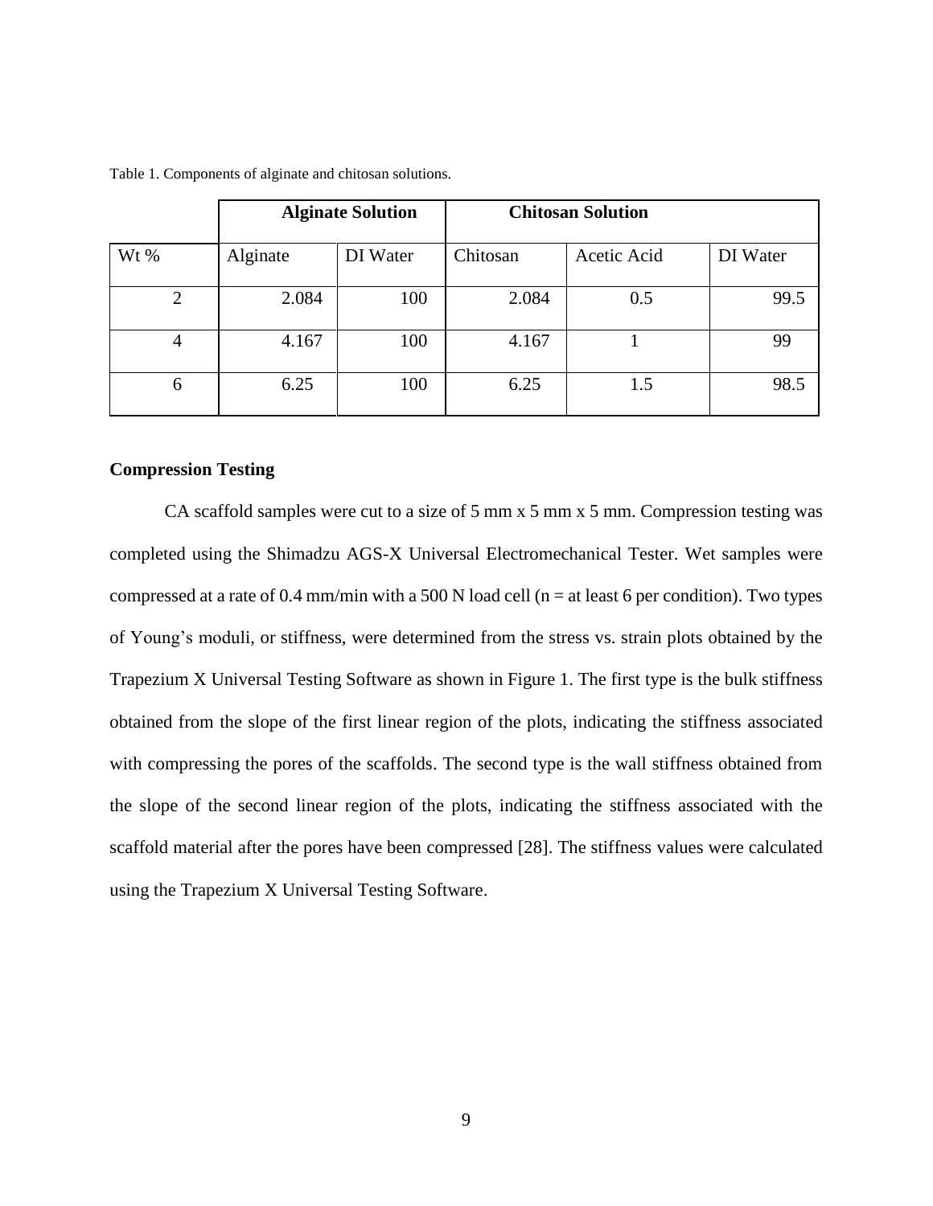Table 1. Components of alginate and chitosan solutions.

| | Alginate Solution | | Chitosan Solution | | |
|---|---|---|---|---|---|
| Wt % | Alginate | DI Water | Chitosan | Acetic Acid | DI Water |
| 2 | 2.084 | 100 | 2.084 | 0.5 | 99.5 |
| 4 | 4.167 | 100 | 4.167 | 1 | 99 |
| 6 | 6.25 | 100 | 6.25 | 1.5 | 98.5 |

**Compression Testing**

CA scaffold samples were cut to a size of 5 mm x 5 mm x 5 mm. Compression testing was completed using the Shimadzu AGS-X Universal Electromechanical Tester. Wet samples were compressed at a rate of 0.4 mm/min with a 500 N load cell (n = at least 6 per condition). Two types of Young's moduli, or stiffness, were determined from the stress vs. strain plots obtained by the Trapezium X Universal Testing Software as shown in Figure 1. The first type is the bulk stiffness obtained from the slope of the first linear region of the plots, indicating the stiffness associated with compressing the pores of the scaffolds. The second type is the wall stiffness obtained from the slope of the second linear region of the plots, indicating the stiffness associated with the scaffold material after the pores have been compressed [28]. The stiffness values were calculated using the Trapezium X Universal Testing Software.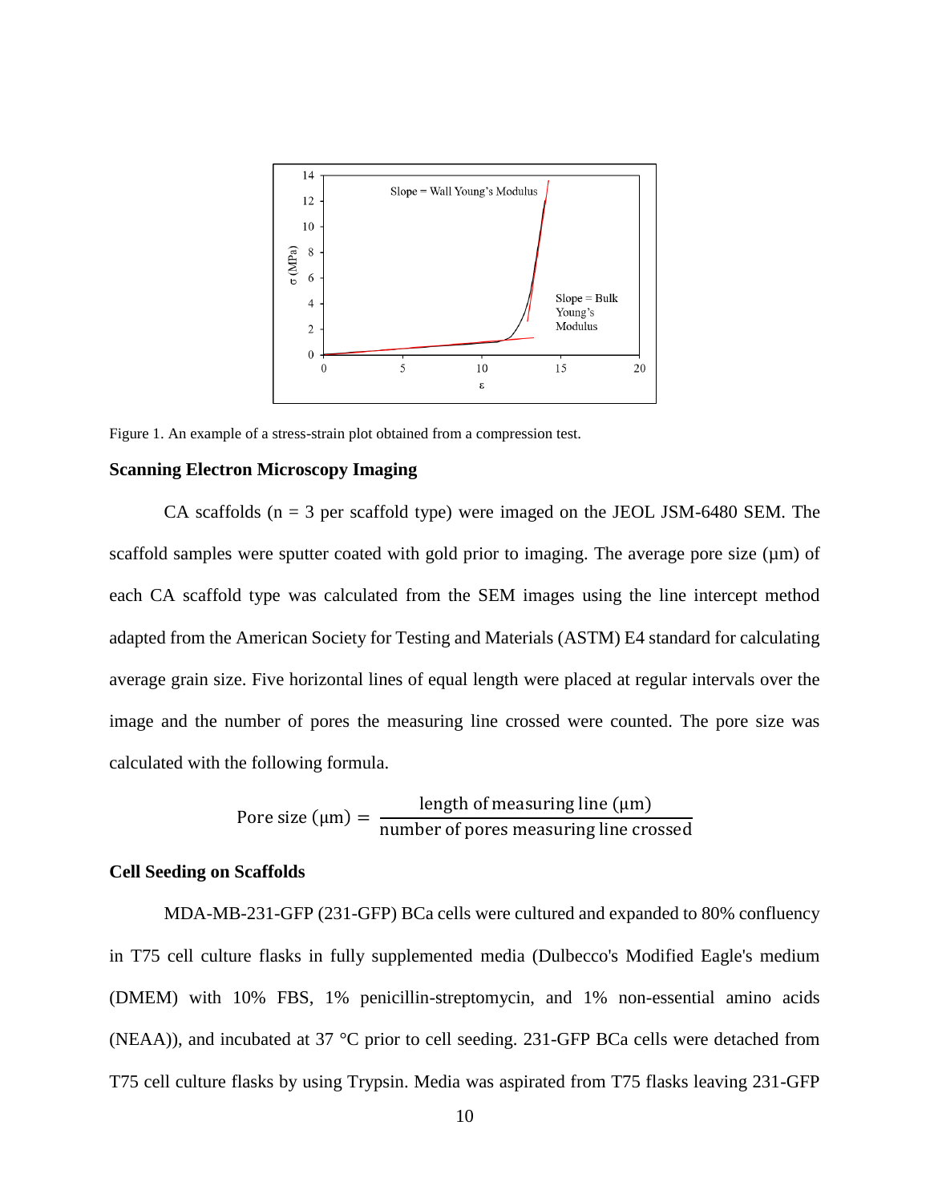Figure 1. An example of a stress-strain plot obtained from a compression test.

### Scanning Electron Microscopy Imaging

CA scaffolds (n = 3 per scaffold type) were imaged on the JEOL JSM-6480 SEM. The scaffold samples were sputter coated with gold prior to imaging. The average pore size (μm) of each CA scaffold type was calculated from the SEM images using the line intercept method adapted from the American Society for Testing and Materials (ASTM) E4 standard for calculating average grain size. Five horizontal lines of equal length were placed at regular intervals over the image and the number of pores the measuring line crossed were counted. The pore size was calculated with the following formula.

$$\text{Pore size } (\mu\text{m}) = \frac{\text{length of measuring line } (\mu\text{m})}{\text{number of pores measuring line crossed}}$$

### Cell Seeding on Scaffolds

MDA-MB-231-GFP (231-GFP) BCa cells were cultured and expanded to 80% confluency in T75 cell culture flasks in fully supplemented media (Dulbecco's Modified Eagle's medium (DMEM) with 10% FBS, 1% penicillin-streptomycin, and 1% non-essential amino acids (NEAA)), and incubated at 37 °C prior to cell seeding. 231-GFP BCa cells were detached from T75 cell culture flasks by using Trypsin. Media was aspirated from T75 flasks leaving 231-GFP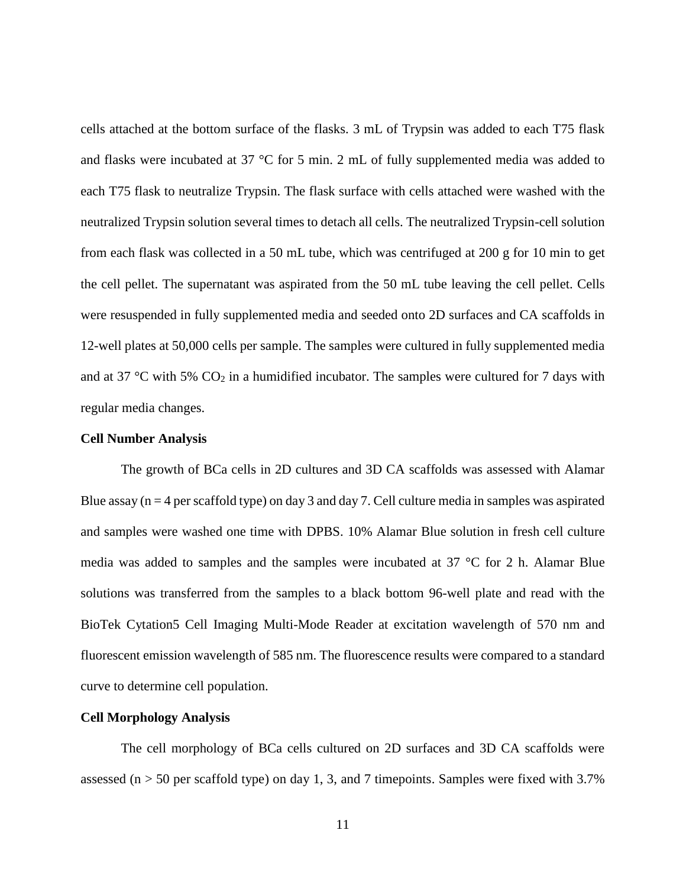cells attached at the bottom surface of the flasks. 3 mL of Trypsin was added to each T75 flask and flasks were incubated at 37 °C for 5 min. 2 mL of fully supplemented media was added to each T75 flask to neutralize Trypsin. The flask surface with cells attached were washed with the neutralized Trypsin solution several times to detach all cells. The neutralized Trypsin-cell solution from each flask was collected in a 50 mL tube, which was centrifuged at 200 g for 10 min to get the cell pellet. The supernatant was aspirated from the 50 mL tube leaving the cell pellet. Cells were resuspended in fully supplemented media and seeded onto 2D surfaces and CA scaffolds in 12-well plates at 50,000 cells per sample. The samples were cultured in fully supplemented media and at 37 °C with 5% $CO_2$ in a humidified incubator. The samples were cultured for 7 days with regular media changes.

**Cell Number Analysis**

The growth of BCa cells in 2D cultures and 3D CA scaffolds was assessed with Alamar Blue assay ($n = 4$ per scaffold type) on day 3 and day 7. Cell culture media in samples was aspirated and samples were washed one time with DPBS. 10% Alamar Blue solution in fresh cell culture media was added to samples and the samples were incubated at 37 °C for 2 h. Alamar Blue solutions was transferred from the samples to a black bottom 96-well plate and read with the BioTek Cytation5 Cell Imaging Multi-Mode Reader at excitation wavelength of 570 nm and fluorescent emission wavelength of 585 nm. The fluorescence results were compared to a standard curve to determine cell population.

**Cell Morphology Analysis**

The cell morphology of BCa cells cultured on 2D surfaces and 3D CA scaffolds were assessed ($n > 50$ per scaffold type) on day 1, 3, and 7 timepoints. Samples were fixed with 3.7%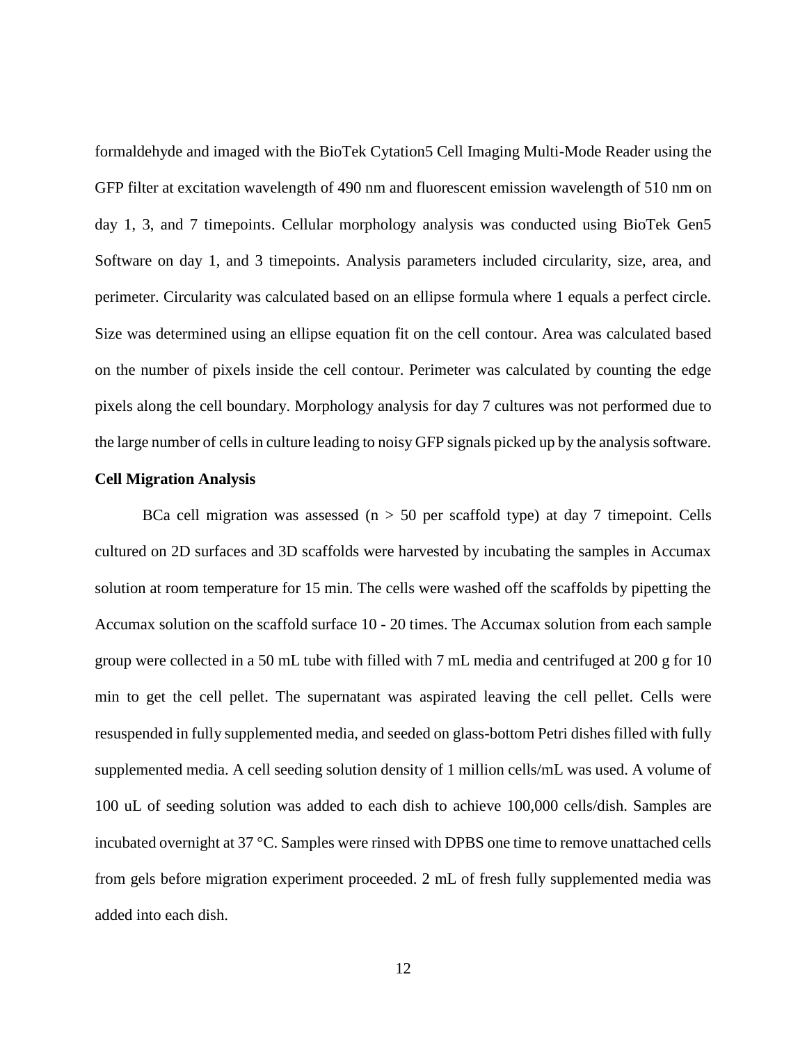formaldehyde and imaged with the BioTek Cytation5 Cell Imaging Multi-Mode Reader using the GFP filter at excitation wavelength of 490 nm and fluorescent emission wavelength of 510 nm on day 1, 3, and 7 timepoints. Cellular morphology analysis was conducted using BioTek Gen5 Software on day 1, and 3 timepoints. Analysis parameters included circularity, size, area, and perimeter. Circularity was calculated based on an ellipse formula where 1 equals a perfect circle. Size was determined using an ellipse equation fit on the cell contour. Area was calculated based on the number of pixels inside the cell contour. Perimeter was calculated by counting the edge pixels along the cell boundary. Morphology analysis for day 7 cultures was not performed due to the large number of cells in culture leading to noisy GFP signals picked up by the analysis software.

**Cell Migration Analysis**

BCa cell migration was assessed ($n > 50$ per scaffold type) at day 7 timepoint. Cells cultured on 2D surfaces and 3D scaffolds were harvested by incubating the samples in Accumax solution at room temperature for 15 min. The cells were washed off the scaffolds by pipetting the Accumax solution on the scaffold surface 10 - 20 times. The Accumax solution from each sample group were collected in a 50 mL tube with filled with 7 mL media and centrifuged at 200 g for 10 min to get the cell pellet. The supernatant was aspirated leaving the cell pellet. Cells were resuspended in fully supplemented media, and seeded on glass-bottom Petri dishes filled with fully supplemented media. A cell seeding solution density of 1 million cells/mL was used. A volume of 100 uL of seeding solution was added to each dish to achieve 100,000 cells/dish. Samples are incubated overnight at 37 °C. Samples were rinsed with DPBS one time to remove unattached cells from gels before migration experiment proceeded. 2 mL of fresh fully supplemented media was added into each dish.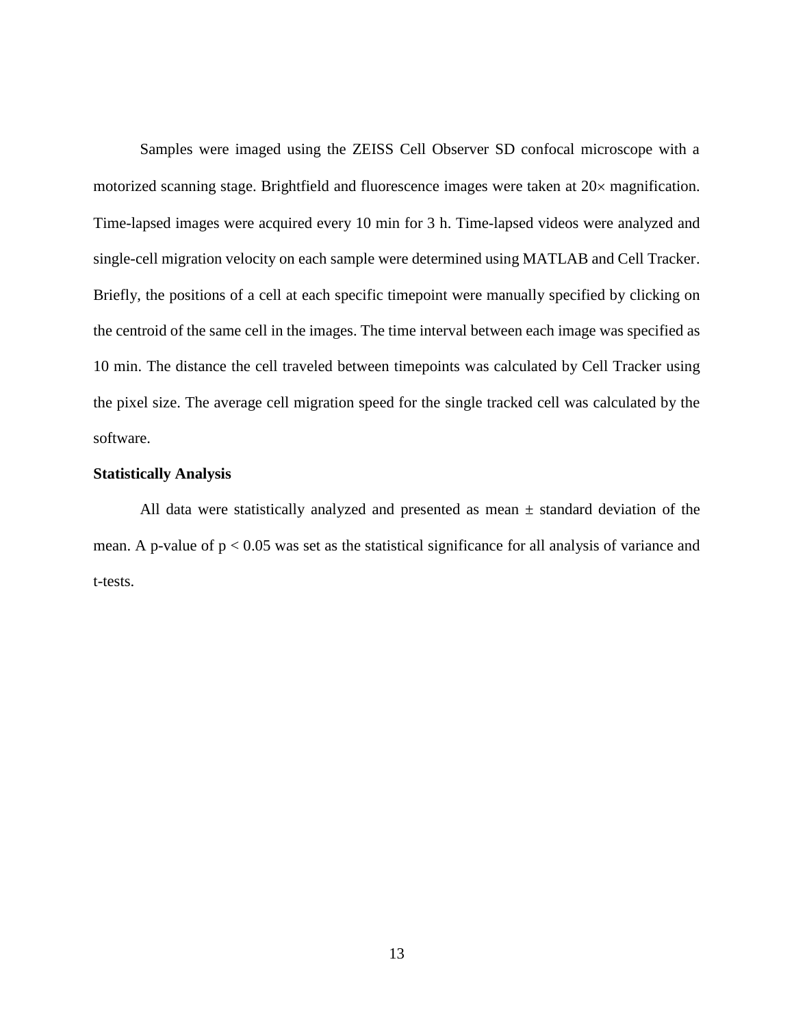Samples were imaged using the ZEISS Cell Observer SD confocal microscope with a motorized scanning stage. Brightfield and fluorescence images were taken at 20× magnification. Time-lapsed images were acquired every 10 min for 3 h. Time-lapsed videos were analyzed and single-cell migration velocity on each sample were determined using MATLAB and Cell Tracker. Briefly, the positions of a cell at each specific timepoint were manually specified by clicking on the centroid of the same cell in the images. The time interval between each image was specified as 10 min. The distance the cell traveled between timepoints was calculated by Cell Tracker using the pixel size. The average cell migration speed for the single tracked cell was calculated by the software.

**Statistically Analysis**

All data were statistically analyzed and presented as mean ± standard deviation of the mean. A p-value of $p < 0.05$ was set as the statistical significance for all analysis of variance and t-tests.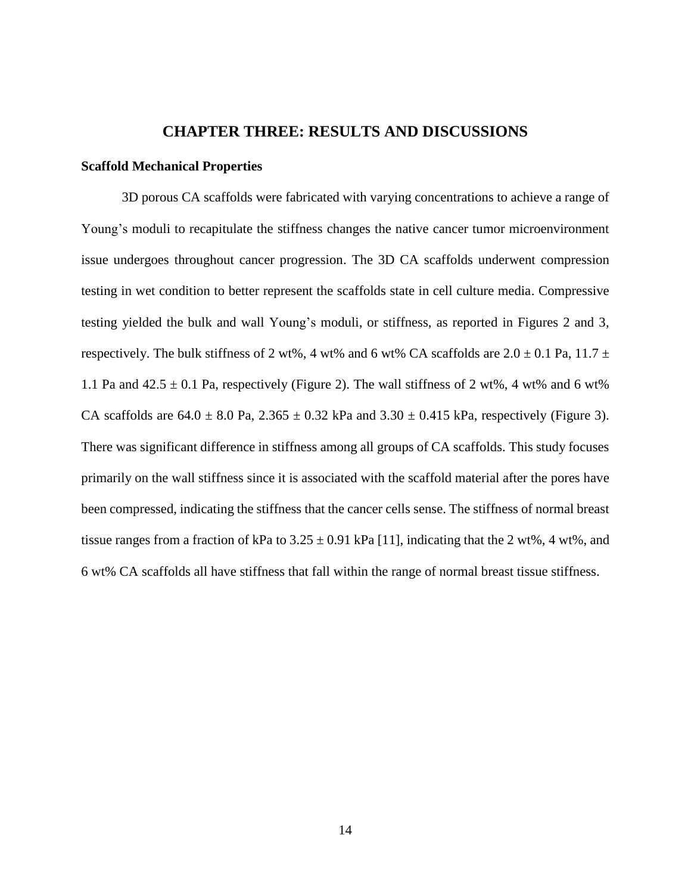# CHAPTER THREE: RESULTS AND DISCUSSIONS

**Scaffold Mechanical Properties**

3D porous CA scaffolds were fabricated with varying concentrations to achieve a range of Young's moduli to recapitulate the stiffness changes the native cancer tumor microenvironment issue undergoes throughout cancer progression. The 3D CA scaffolds underwent compression testing in wet condition to better represent the scaffolds state in cell culture media. Compressive testing yielded the bulk and wall Young's moduli, or stiffness, as reported in Figures 2 and 3, respectively. The bulk stiffness of 2 wt%, 4 wt% and 6 wt% CA scaffolds are $2.0 \pm 0.1$ Pa, $11.7 \pm 1.1$ Pa and $42.5 \pm 0.1$ Pa, respectively (Figure 2). The wall stiffness of 2 wt%, 4 wt% and 6 wt% CA scaffolds are $64.0 \pm 8.0$ Pa, $2.365 \pm 0.32$ kPa and $3.30 \pm 0.415$ kPa, respectively (Figure 3). There was significant difference in stiffness among all groups of CA scaffolds. This study focuses primarily on the wall stiffness since it is associated with the scaffold material after the pores have been compressed, indicating the stiffness that the cancer cells sense. The stiffness of normal breast tissue ranges from a fraction of kPa to $3.25 \pm 0.91$ kPa [11], indicating that the 2 wt%, 4 wt%, and 6 wt% CA scaffolds all have stiffness that fall within the range of normal breast tissue stiffness.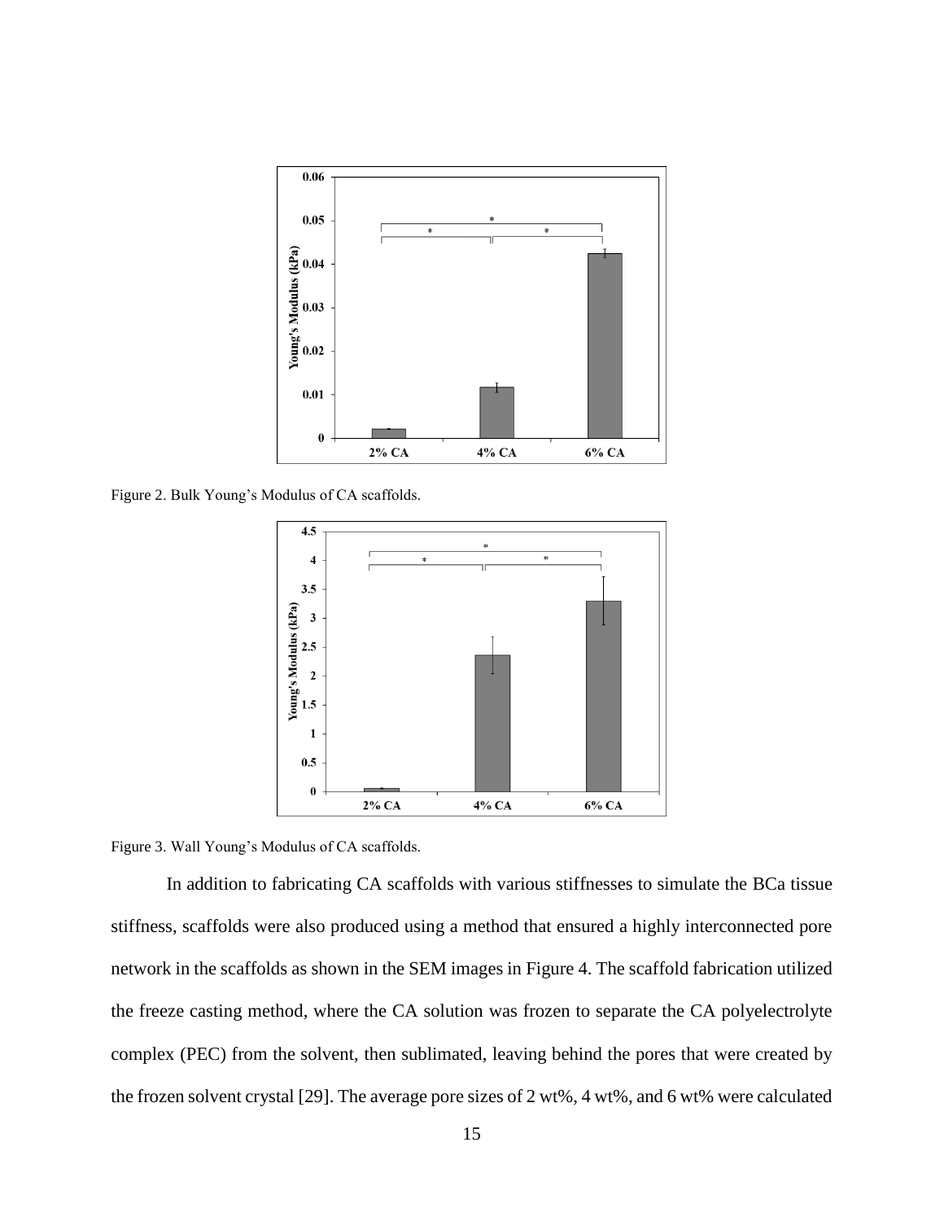Figure 2. Bulk Young's Modulus of CA scaffolds.

Figure 3. Wall Young's Modulus of CA scaffolds.

In addition to fabricating CA scaffolds with various stiffnesses to simulate the BCa tissue stiffness, scaffolds were also produced using a method that ensured a highly interconnected pore network in the scaffolds as shown in the SEM images in Figure 4. The scaffold fabrication utilized the freeze casting method, where the CA solution was frozen to separate the CA polyelectrolyte complex (PEC) from the solvent, then sublimated, leaving behind the pores that were created by the frozen solvent crystal [29]. The average pore sizes of 2 wt%, 4 wt%, and 6 wt% were calculated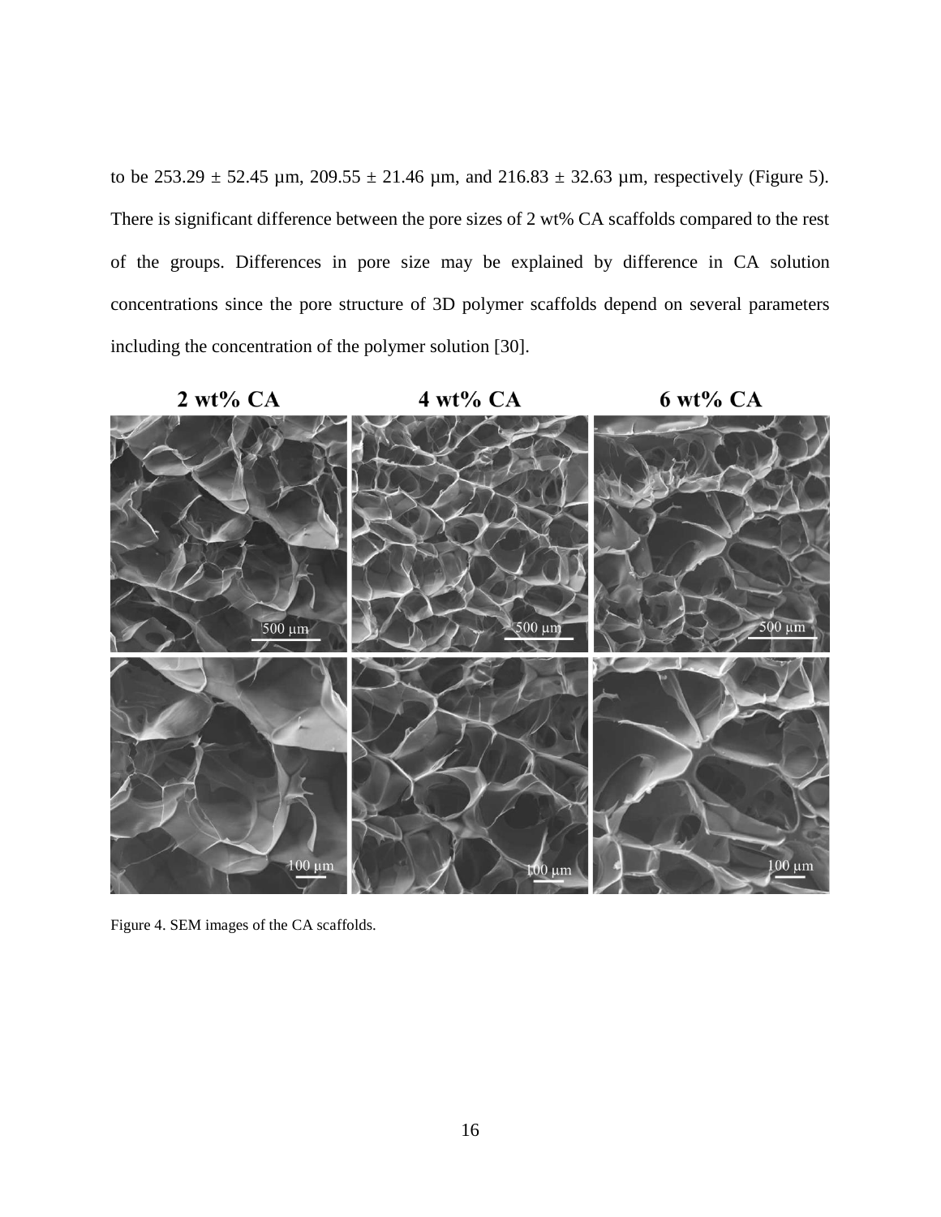to be 253.29 ± 52.45 µm, 209.55 ± 21.46 µm, and 216.83 ± 32.63 µm, respectively (Figure 5). There is significant difference between the pore sizes of 2 wt% CA scaffolds compared to the rest of the groups. Differences in pore size may be explained by difference in CA solution concentrations since the pore structure of 3D polymer scaffolds depend on several parameters including the concentration of the polymer solution [30].

Figure 4. SEM images of the CA scaffolds.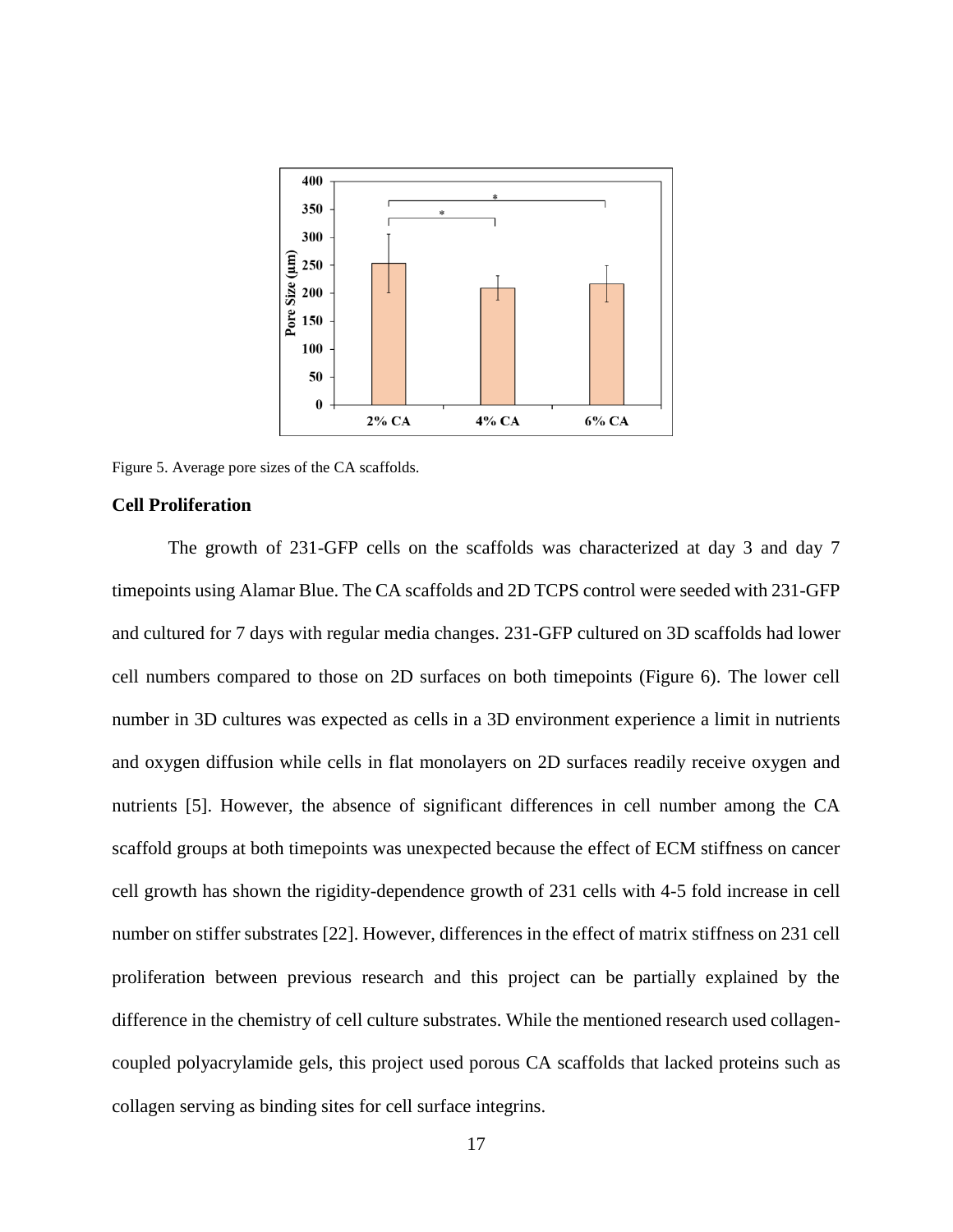Figure 5. Average pore sizes of the CA scaffolds.

### Cell Proliferation

The growth of 231-GFP cells on the scaffolds was characterized at day 3 and day 7 timepoints using Alamar Blue. The CA scaffolds and 2D TCPS control were seeded with 231-GFP and cultured for 7 days with regular media changes. 231-GFP cultured on 3D scaffolds had lower cell numbers compared to those on 2D surfaces on both timepoints (Figure 6). The lower cell number in 3D cultures was expected as cells in a 3D environment experience a limit in nutrients and oxygen diffusion while cells in flat monolayers on 2D surfaces readily receive oxygen and nutrients [5]. However, the absence of significant differences in cell number among the CA scaffold groups at both timepoints was unexpected because the effect of ECM stiffness on cancer cell growth has shown the rigidity-dependence growth of 231 cells with 4-5 fold increase in cell number on stiffer substrates [22]. However, differences in the effect of matrix stiffness on 231 cell proliferation between previous research and this project can be partially explained by the difference in the chemistry of cell culture substrates. While the mentioned research used collagen-coupled polyacrylamide gels, this project used porous CA scaffolds that lacked proteins such as collagen serving as binding sites for cell surface integrins.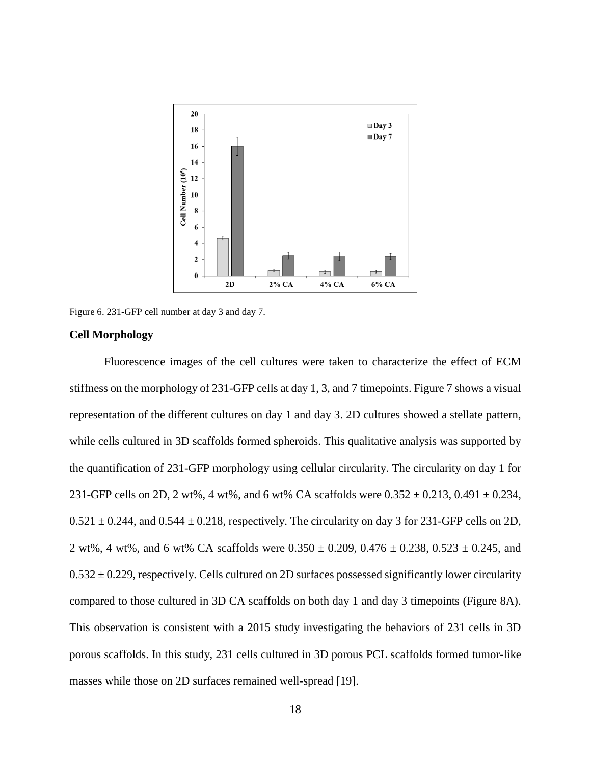Figure 6. 231-GFP cell number at day 3 and day 7.

### Cell Morphology

Fluorescence images of the cell cultures were taken to characterize the effect of ECM stiffness on the morphology of 231-GFP cells at day 1, 3, and 7 timepoints. Figure 7 shows a visual representation of the different cultures on day 1 and day 3. 2D cultures showed a stellate pattern, while cells cultured in 3D scaffolds formed spheroids. This qualitative analysis was supported by the quantification of 231-GFP morphology using cellular circularity. The circularity on day 1 for 231-GFP cells on 2D, 2 wt%, 4 wt%, and 6 wt% CA scaffolds were $0.352 \pm 0.213$, $0.491 \pm 0.234$, $0.521 \pm 0.244$, and $0.544 \pm 0.218$, respectively. The circularity on day 3 for 231-GFP cells on 2D, 2 wt%, 4 wt%, and 6 wt% CA scaffolds were $0.350 \pm 0.209$, $0.476 \pm 0.238$, $0.523 \pm 0.245$, and $0.532 \pm 0.229$, respectively. Cells cultured on 2D surfaces possessed significantly lower circularity compared to those cultured in 3D CA scaffolds on both day 1 and day 3 timepoints (Figure 8A). This observation is consistent with a 2015 study investigating the behaviors of 231 cells in 3D porous scaffolds. In this study, 231 cells cultured in 3D porous PCL scaffolds formed tumor-like masses while those on 2D surfaces remained well-spread [19].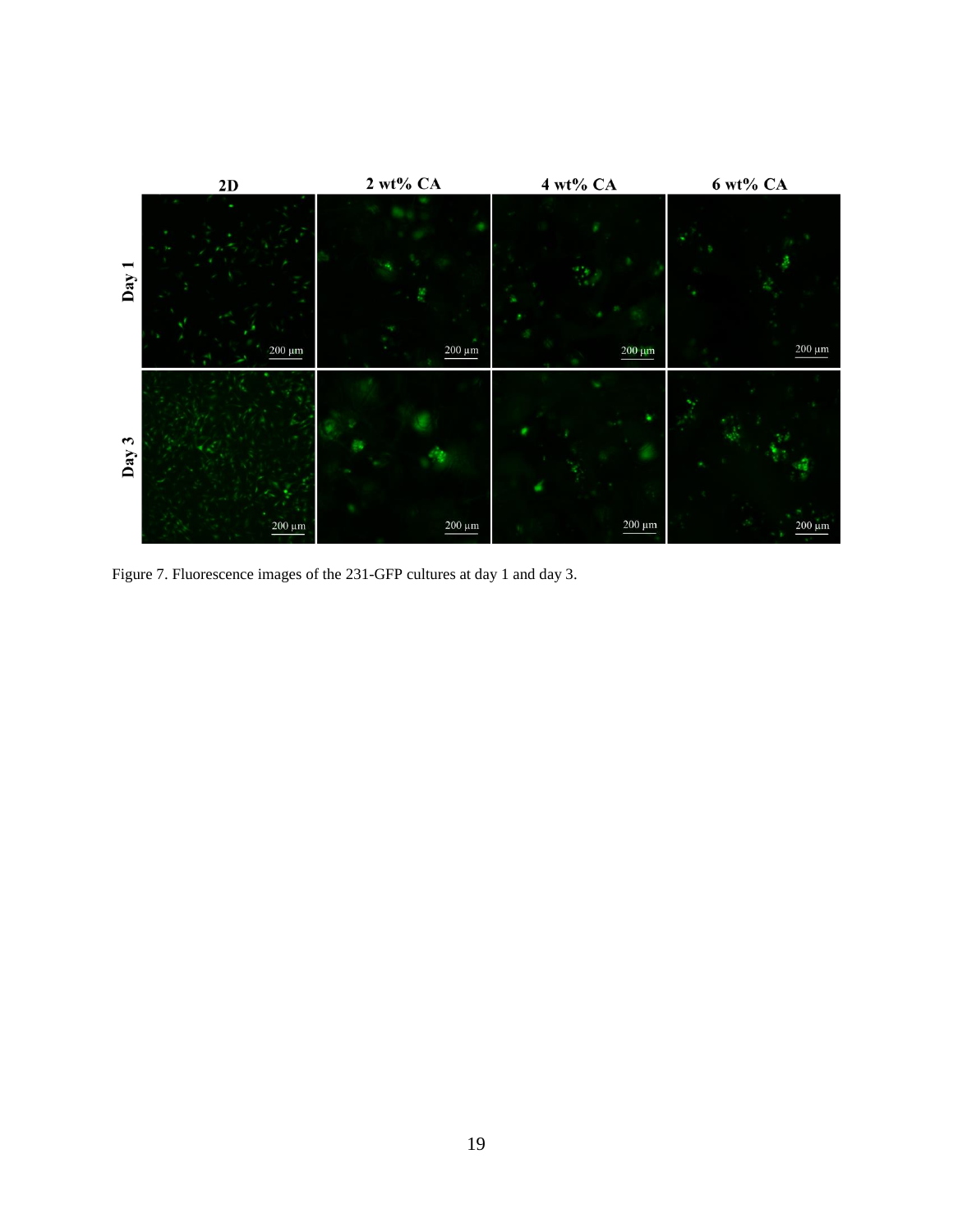Figure 7. Fluorescence images of the 231-GFP cultures at day 1 and day 3.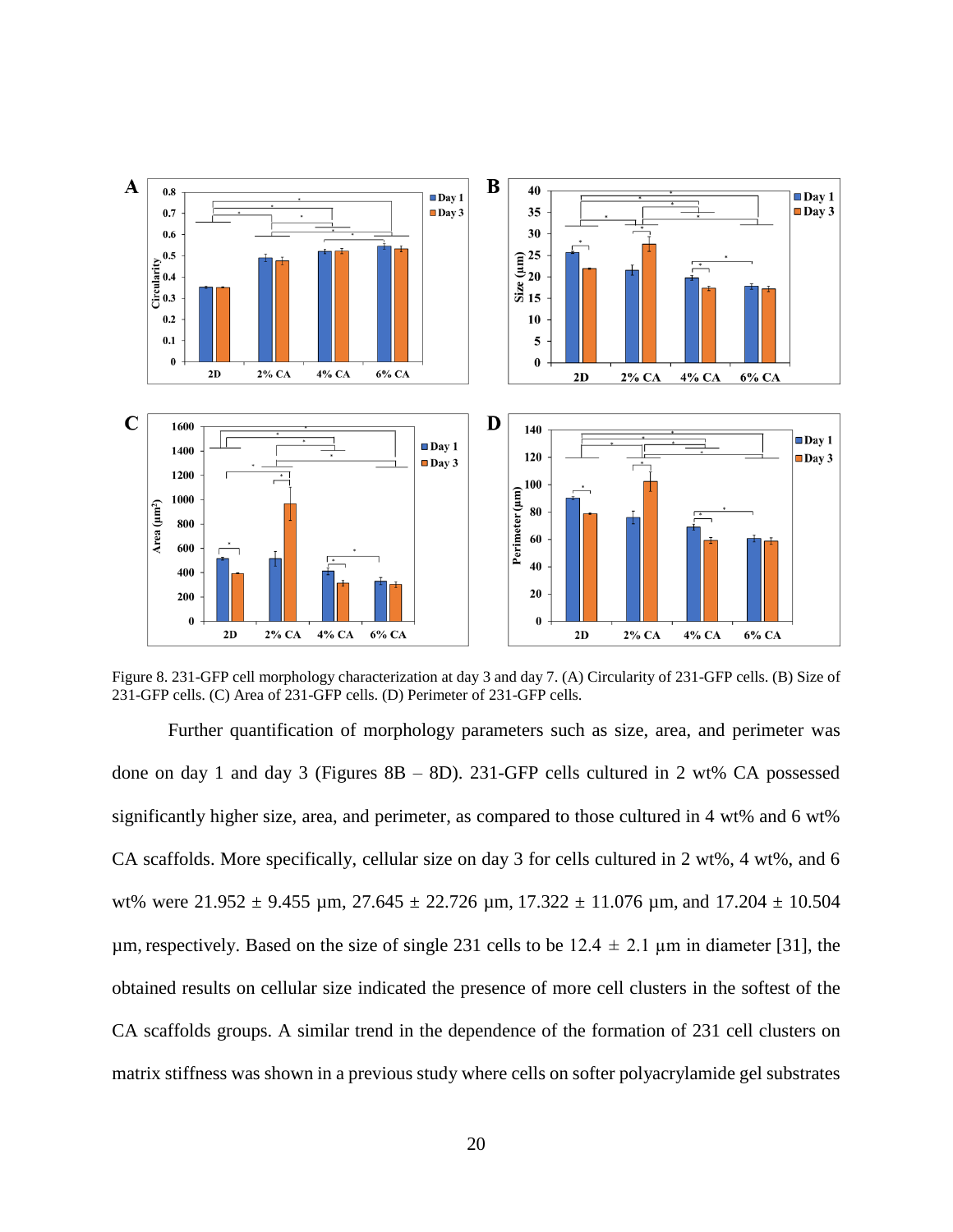Figure 8. 231-GFP cell morphology characterization at day 3 and day 7. (A) Circularity of 231-GFP cells. (B) Size of 231-GFP cells. (C) Area of 231-GFP cells. (D) Perimeter of 231-GFP cells.

Further quantification of morphology parameters such as size, area, and perimeter was done on day 1 and day 3 (Figures 8B – 8D). 231-GFP cells cultured in 2 wt% CA possessed significantly higher size, area, and perimeter, as compared to those cultured in 4 wt% and 6 wt% CA scaffolds. More specifically, cellular size on day 3 for cells cultured in 2 wt%, 4 wt%, and 6 wt% were 21.952 ± 9.455 µm, 27.645 ± 22.726 µm, 17.322 ± 11.076 µm, and 17.204 ± 10.504 µm, respectively. Based on the size of single 231 cells to be 12.4 ± 2.1 µm in diameter [31], the obtained results on cellular size indicated the presence of more cell clusters in the softest of the CA scaffolds groups. A similar trend in the dependence of the formation of 231 cell clusters on matrix stiffness was shown in a previous study where cells on softer polyacrylamide gel substrates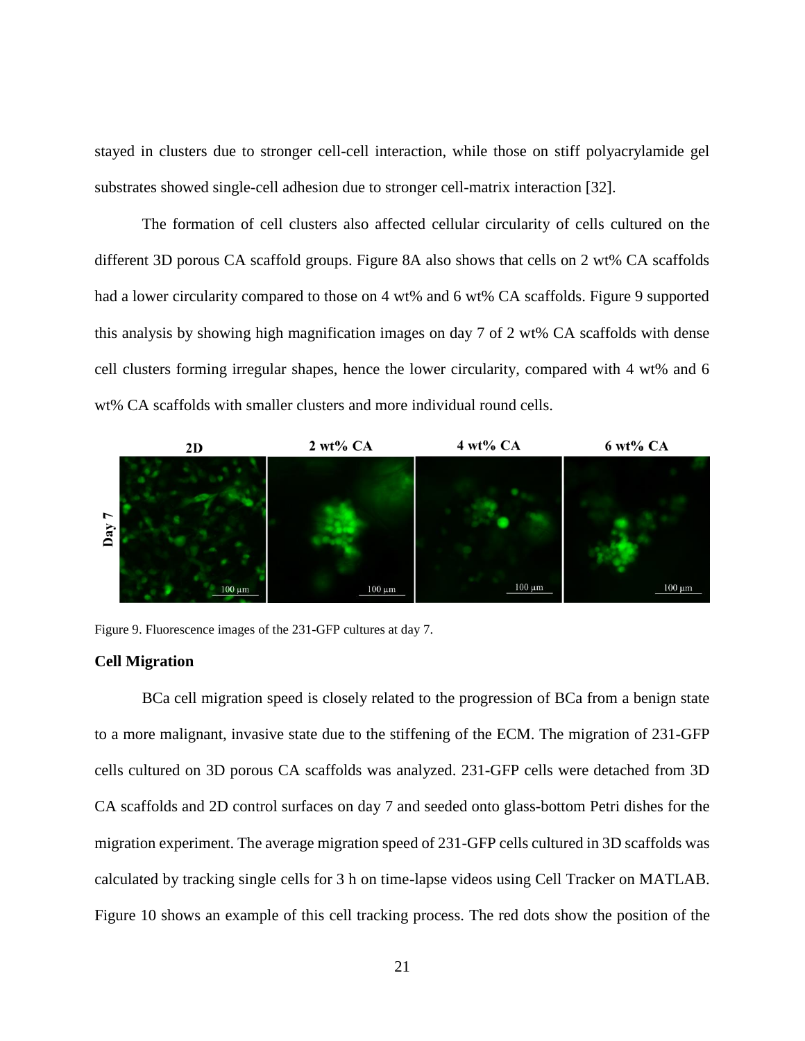stayed in clusters due to stronger cell-cell interaction, while those on stiff polyacrylamide gel substrates showed single-cell adhesion due to stronger cell-matrix interaction [32].

The formation of cell clusters also affected cellular circularity of cells cultured on the different 3D porous CA scaffold groups. Figure 8A also shows that cells on 2 wt% CA scaffolds had a lower circularity compared to those on 4 wt% and 6 wt% CA scaffolds. Figure 9 supported this analysis by showing high magnification images on day 7 of 2 wt% CA scaffolds with dense cell clusters forming irregular shapes, hence the lower circularity, compared with 4 wt% and 6 wt% CA scaffolds with smaller clusters and more individual round cells.

Figure 9. Fluorescence images of the 231-GFP cultures at day 7.

**Cell Migration**

BCa cell migration speed is closely related to the progression of BCa from a benign state to a more malignant, invasive state due to the stiffening of the ECM. The migration of 231-GFP cells cultured on 3D porous CA scaffolds was analyzed. 231-GFP cells were detached from 3D CA scaffolds and 2D control surfaces on day 7 and seeded onto glass-bottom Petri dishes for the migration experiment. The average migration speed of 231-GFP cells cultured in 3D scaffolds was calculated by tracking single cells for 3 h on time-lapse videos using Cell Tracker on MATLAB. Figure 10 shows an example of this cell tracking process. The red dots show the position of the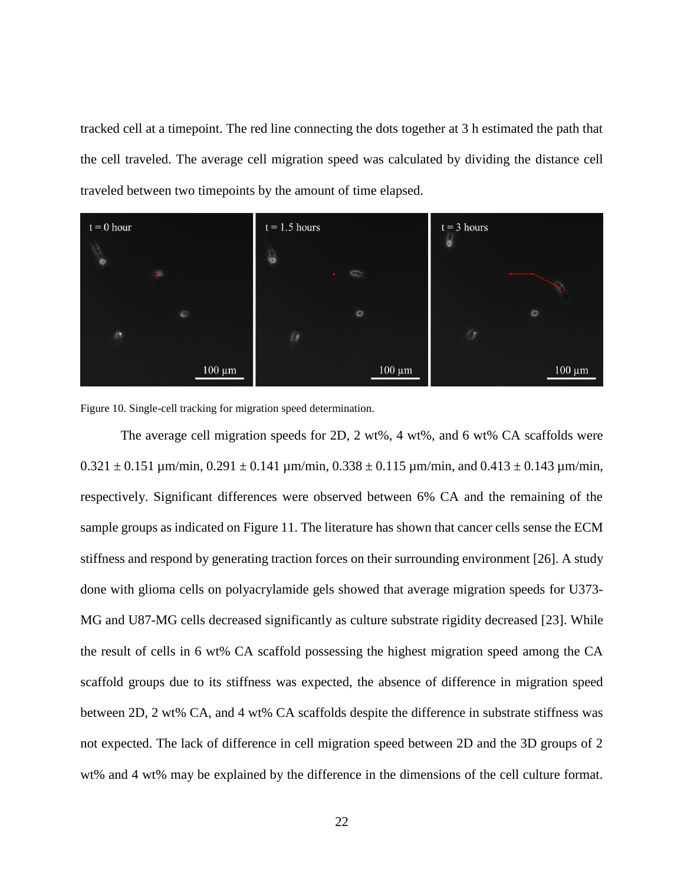tracked cell at a timepoint. The red line connecting the dots together at 3 h estimated the path that the cell traveled. The average cell migration speed was calculated by dividing the distance cell traveled between two timepoints by the amount of time elapsed.

Figure 10. Single-cell tracking for migration speed determination.

The average cell migration speeds for 2D, 2 wt%, 4 wt%, and 6 wt% CA scaffolds were 0.321 ± 0.151 μm/min, 0.291 ± 0.141 μm/min, 0.338 ± 0.115 μm/min, and 0.413 ± 0.143 μm/min, respectively. Significant differences were observed between 6% CA and the remaining of the sample groups as indicated on Figure 11. The literature has shown that cancer cells sense the ECM stiffness and respond by generating traction forces on their surrounding environment [26]. A study done with glioma cells on polyacrylamide gels showed that average migration speeds for U373-MG and U87-MG cells decreased significantly as culture substrate rigidity decreased [23]. While the result of cells in 6 wt% CA scaffold possessing the highest migration speed among the CA scaffold groups due to its stiffness was expected, the absence of difference in migration speed between 2D, 2 wt% CA, and 4 wt% CA scaffolds despite the difference in substrate stiffness was not expected. The lack of difference in cell migration speed between 2D and the 3D groups of 2 wt% and 4 wt% may be explained by the difference in the dimensions of the cell culture format.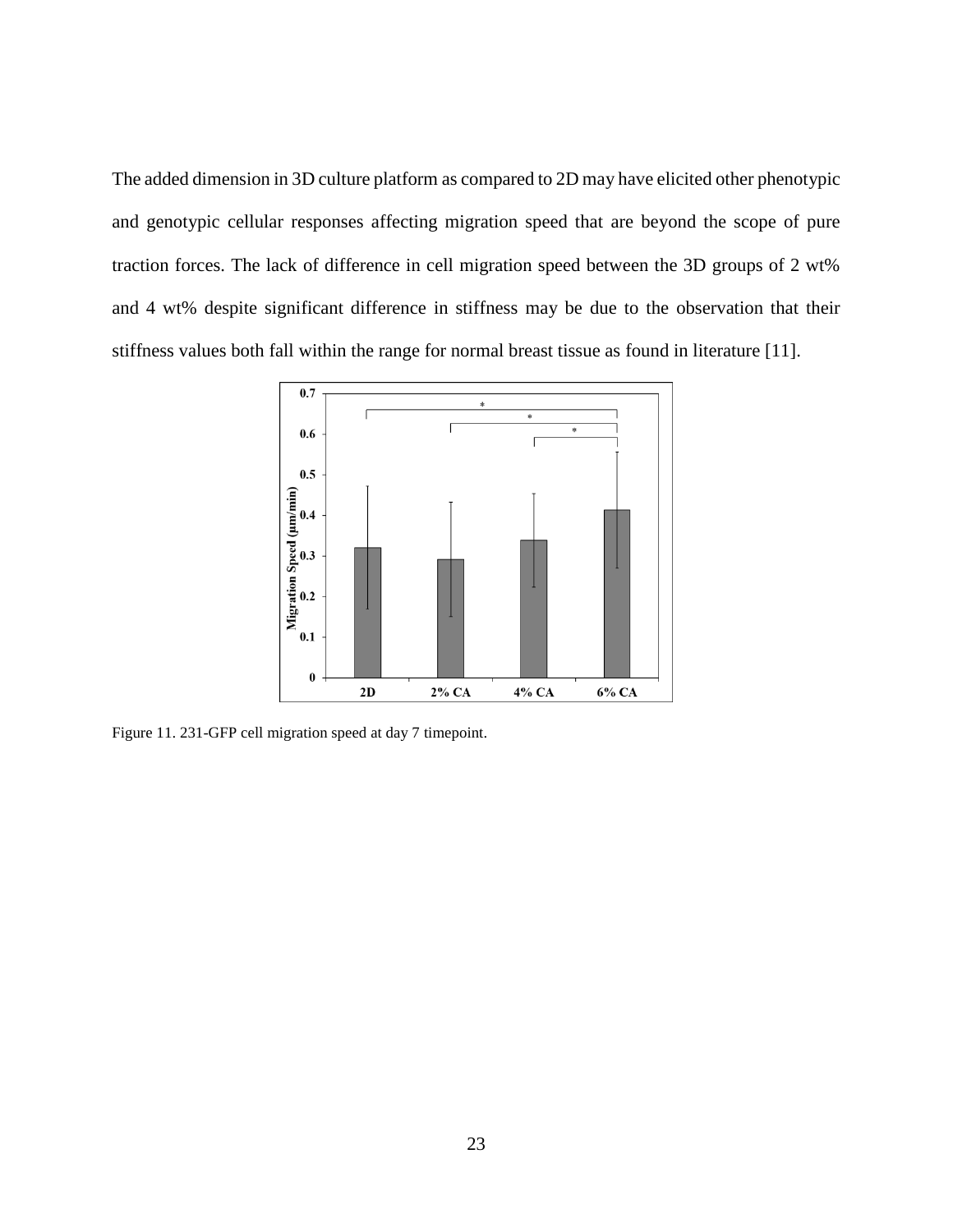The added dimension in 3D culture platform as compared to 2D may have elicited other phenotypic and genotypic cellular responses affecting migration speed that are beyond the scope of pure traction forces. The lack of difference in cell migration speed between the 3D groups of 2 wt% and 4 wt% despite significant difference in stiffness may be due to the observation that their stiffness values both fall within the range for normal breast tissue as found in literature [11].

Figure 11. 231-GFP cell migration speed at day 7 timepoint.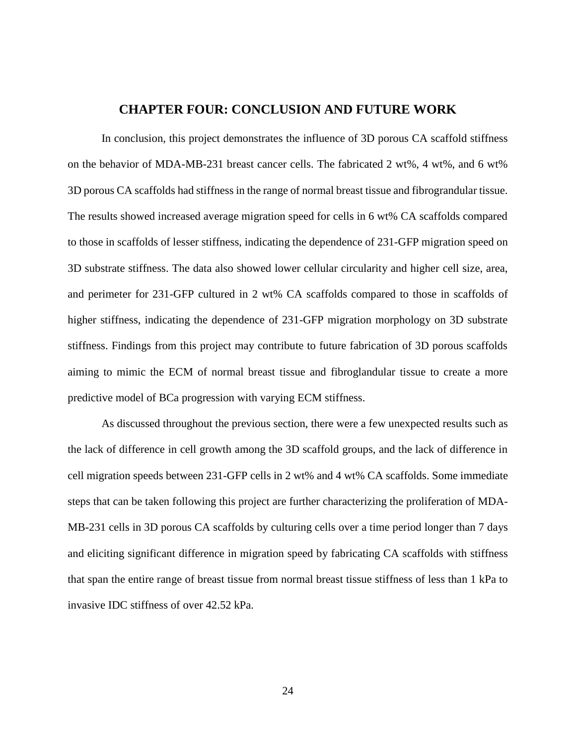# CHAPTER FOUR: CONCLUSION AND FUTURE WORK

In conclusion, this project demonstrates the influence of 3D porous CA scaffold stiffness on the behavior of MDA-MB-231 breast cancer cells. The fabricated 2 wt%, 4 wt%, and 6 wt% 3D porous CA scaffolds had stiffness in the range of normal breast tissue and fibrograndular tissue. The results showed increased average migration speed for cells in 6 wt% CA scaffolds compared to those in scaffolds of lesser stiffness, indicating the dependence of 231-GFP migration speed on 3D substrate stiffness. The data also showed lower cellular circularity and higher cell size, area, and perimeter for 231-GFP cultured in 2 wt% CA scaffolds compared to those in scaffolds of higher stiffness, indicating the dependence of 231-GFP migration morphology on 3D substrate stiffness. Findings from this project may contribute to future fabrication of 3D porous scaffolds aiming to mimic the ECM of normal breast tissue and fibroglandular tissue to create a more predictive model of BCa progression with varying ECM stiffness.

As discussed throughout the previous section, there were a few unexpected results such as the lack of difference in cell growth among the 3D scaffold groups, and the lack of difference in cell migration speeds between 231-GFP cells in 2 wt% and 4 wt% CA scaffolds. Some immediate steps that can be taken following this project are further characterizing the proliferation of MDA-MB-231 cells in 3D porous CA scaffolds by culturing cells over a time period longer than 7 days and eliciting significant difference in migration speed by fabricating CA scaffolds with stiffness that span the entire range of breast tissue from normal breast tissue stiffness of less than 1 kPa to invasive IDC stiffness of over 42.52 kPa.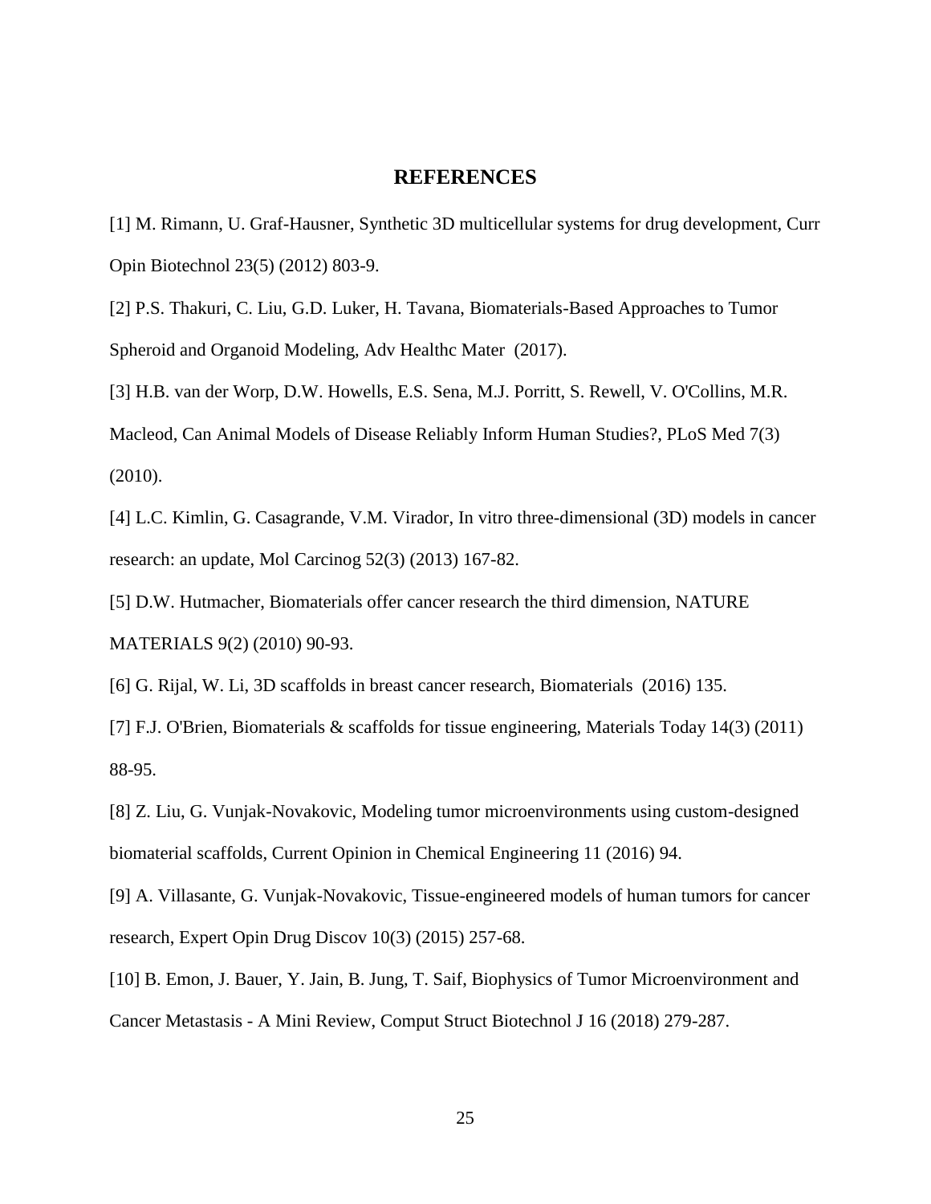## REFERENCES

[1] M. Rimann, U. Graf-Hausner, Synthetic 3D multicellular systems for drug development, Curr Opin Biotechnol 23(5) (2012) 803-9.

[2] P.S. Thakuri, C. Liu, G.D. Luker, H. Tavana, Biomaterials-Based Approaches to Tumor Spheroid and Organoid Modeling, Adv Healthc Mater (2017).

[3] H.B. van der Worp, D.W. Howells, E.S. Sena, M.J. Porritt, S. Rewell, V. O'Collins, M.R. Macleod, Can Animal Models of Disease Reliably Inform Human Studies?, PLoS Med 7(3) (2010).

[4] L.C. Kimlin, G. Casagrande, V.M. Virador, In vitro three-dimensional (3D) models in cancer research: an update, Mol Carcinog 52(3) (2013) 167-82.

[5] D.W. Hutmacher, Biomaterials offer cancer research the third dimension, NATURE MATERIALS 9(2) (2010) 90-93.

[6] G. Rijal, W. Li, 3D scaffolds in breast cancer research, Biomaterials (2016) 135.

[7] F.J. O'Brien, Biomaterials & scaffolds for tissue engineering, Materials Today 14(3) (2011) 88-95.

[8] Z. Liu, G. Vunjak-Novakovic, Modeling tumor microenvironments using custom-designed biomaterial scaffolds, Current Opinion in Chemical Engineering 11 (2016) 94.

[9] A. Villasante, G. Vunjak-Novakovic, Tissue-engineered models of human tumors for cancer research, Expert Opin Drug Discov 10(3) (2015) 257-68.

[10] B. Emon, J. Bauer, Y. Jain, B. Jung, T. Saif, Biophysics of Tumor Microenvironment and Cancer Metastasis - A Mini Review, Comput Struct Biotechnol J 16 (2018) 279-287.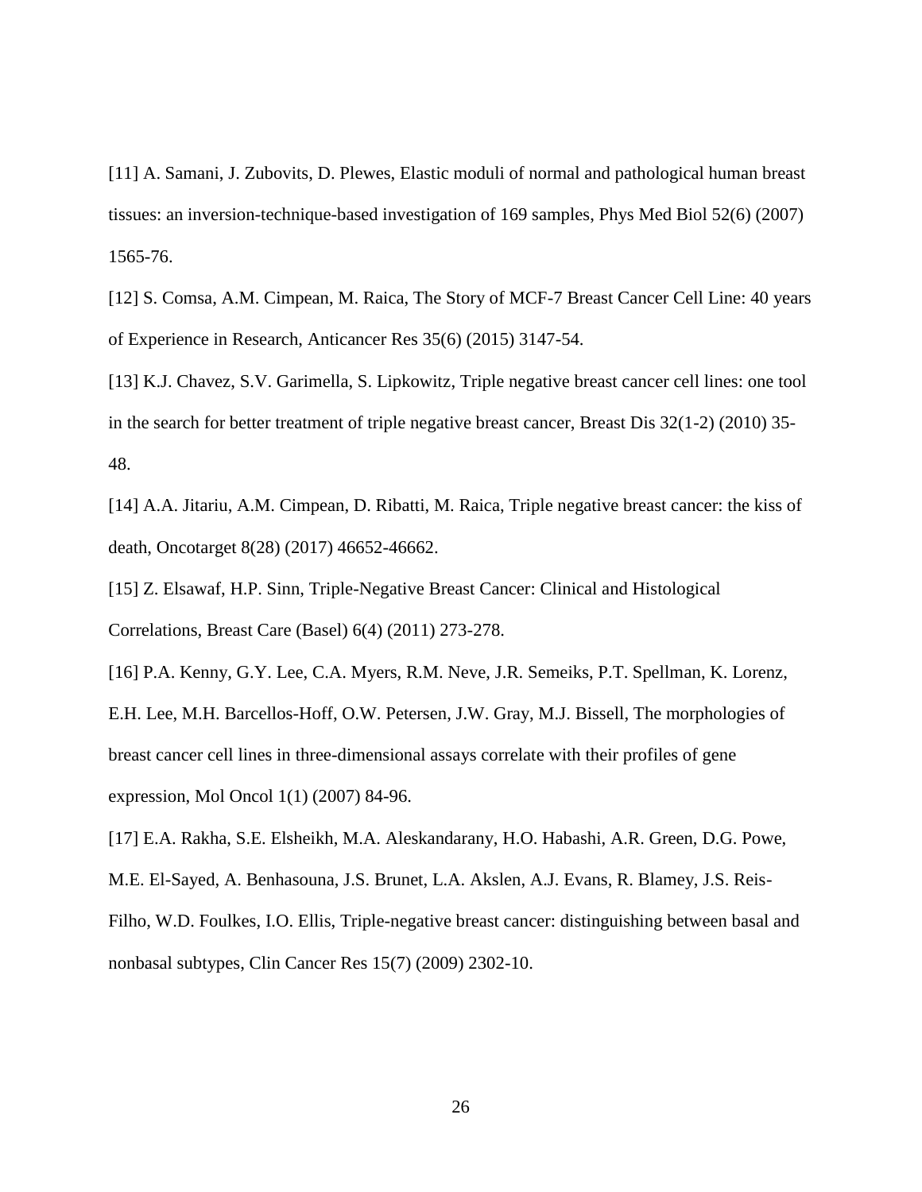[11] A. Samani, J. Zubovits, D. Plewes, Elastic moduli of normal and pathological human breast tissues: an inversion-technique-based investigation of 169 samples, Phys Med Biol 52(6) (2007) 1565-76.

[12] S. Comsa, A.M. Cimpean, M. Raica, The Story of MCF-7 Breast Cancer Cell Line: 40 years of Experience in Research, Anticancer Res 35(6) (2015) 3147-54.

[13] K.J. Chavez, S.V. Garimella, S. Lipkowitz, Triple negative breast cancer cell lines: one tool in the search for better treatment of triple negative breast cancer, Breast Dis 32(1-2) (2010) 35-48.

[14] A.A. Jitariu, A.M. Cimpean, D. Ribatti, M. Raica, Triple negative breast cancer: the kiss of death, Oncotarget 8(28) (2017) 46652-46662.

[15] Z. Elsawaf, H.P. Sinn, Triple-Negative Breast Cancer: Clinical and Histological Correlations, Breast Care (Basel) 6(4) (2011) 273-278.

[16] P.A. Kenny, G.Y. Lee, C.A. Myers, R.M. Neve, J.R. Semeiks, P.T. Spellman, K. Lorenz, E.H. Lee, M.H. Barcellos-Hoff, O.W. Petersen, J.W. Gray, M.J. Bissell, The morphologies of breast cancer cell lines in three-dimensional assays correlate with their profiles of gene expression, Mol Oncol 1(1) (2007) 84-96.

[17] E.A. Rakha, S.E. Elsheikh, M.A. Aleskandarany, H.O. Habashi, A.R. Green, D.G. Powe, M.E. El-Sayed, A. Benhasouna, J.S. Brunet, L.A. Akslen, A.J. Evans, R. Blamey, J.S. Reis-Filho, W.D. Foulkes, I.O. Ellis, Triple-negative breast cancer: distinguishing between basal and nonbasal subtypes, Clin Cancer Res 15(7) (2009) 2302-10.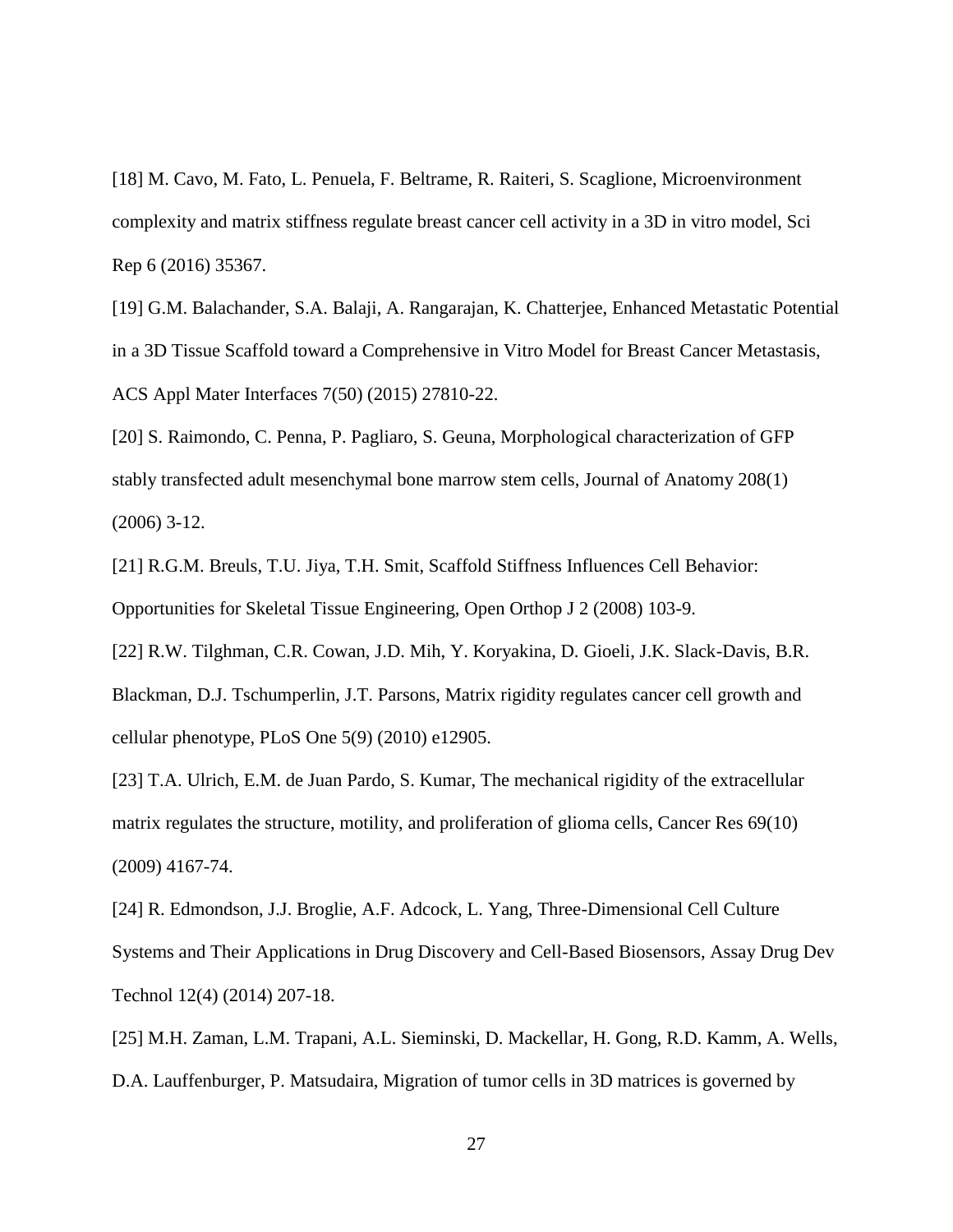[18] M. Cavo, M. Fato, L. Penuela, F. Beltrame, R. Raiteri, S. Scaglione, Microenvironment complexity and matrix stiffness regulate breast cancer cell activity in a 3D in vitro model, Sci Rep 6 (2016) 35367.

[19] G.M. Balachander, S.A. Balaji, A. Rangarajan, K. Chatterjee, Enhanced Metastatic Potential in a 3D Tissue Scaffold toward a Comprehensive in Vitro Model for Breast Cancer Metastasis, ACS Appl Mater Interfaces 7(50) (2015) 27810-22.

[20] S. Raimondo, C. Penna, P. Pagliaro, S. Geuna, Morphological characterization of GFP stably transfected adult mesenchymal bone marrow stem cells, Journal of Anatomy 208(1) (2006) 3-12.

[21] R.G.M. Breuls, T.U. Jiya, T.H. Smit, Scaffold Stiffness Influences Cell Behavior: Opportunities for Skeletal Tissue Engineering, Open Orthop J 2 (2008) 103-9.

[22] R.W. Tilghman, C.R. Cowan, J.D. Mih, Y. Koryakina, D. Gioeli, J.K. Slack-Davis, B.R. Blackman, D.J. Tschumperlin, J.T. Parsons, Matrix rigidity regulates cancer cell growth and cellular phenotype, PLoS One 5(9) (2010) e12905.

[23] T.A. Ulrich, E.M. de Juan Pardo, S. Kumar, The mechanical rigidity of the extracellular matrix regulates the structure, motility, and proliferation of glioma cells, Cancer Res 69(10) (2009) 4167-74.

[24] R. Edmondson, J.J. Broglie, A.F. Adcock, L. Yang, Three-Dimensional Cell Culture Systems and Their Applications in Drug Discovery and Cell-Based Biosensors, Assay Drug Dev Technol 12(4) (2014) 207-18.

[25] M.H. Zaman, L.M. Trapani, A.L. Sieminski, D. Mackellar, H. Gong, R.D. Kamm, A. Wells, D.A. Lauffenburger, P. Matsudaira, Migration of tumor cells in 3D matrices is governed by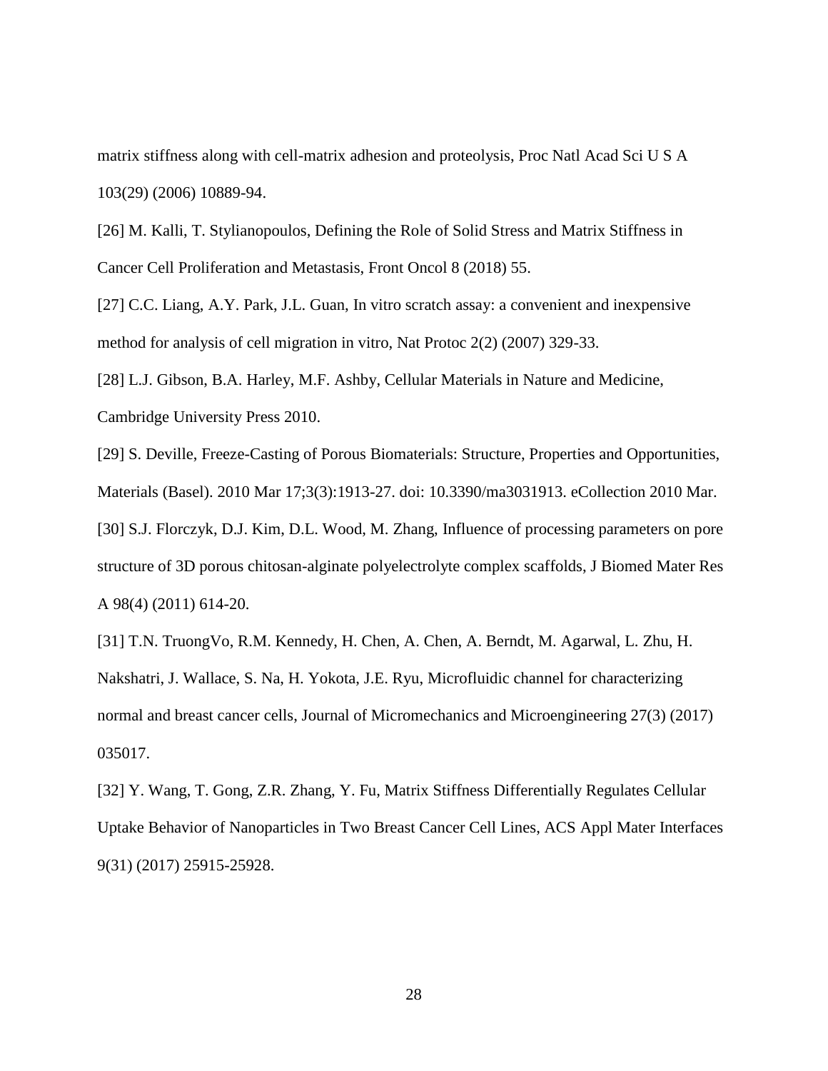matrix stiffness along with cell-matrix adhesion and proteolysis, Proc Natl Acad Sci U S A 103(29) (2006) 10889-94.

[26] M. Kalli, T. Stylianopoulos, Defining the Role of Solid Stress and Matrix Stiffness in Cancer Cell Proliferation and Metastasis, Front Oncol 8 (2018) 55.

[27] C.C. Liang, A.Y. Park, J.L. Guan, In vitro scratch assay: a convenient and inexpensive method for analysis of cell migration in vitro, Nat Protoc 2(2) (2007) 329-33.

[28] L.J. Gibson, B.A. Harley, M.F. Ashby, Cellular Materials in Nature and Medicine, Cambridge University Press 2010.

[29] S. Deville, Freeze-Casting of Porous Biomaterials: Structure, Properties and Opportunities, Materials (Basel). 2010 Mar 17;3(3):1913-27. doi: 10.3390/ma3031913. eCollection 2010 Mar.

[30] S.J. Florczyk, D.J. Kim, D.L. Wood, M. Zhang, Influence of processing parameters on pore structure of 3D porous chitosan-alginate polyelectrolyte complex scaffolds, J Biomed Mater Res A 98(4) (2011) 614-20.

[31] T.N. TruongVo, R.M. Kennedy, H. Chen, A. Chen, A. Berndt, M. Agarwal, L. Zhu, H. Nakshatri, J. Wallace, S. Na, H. Yokota, J.E. Ryu, Microfluidic channel for characterizing normal and breast cancer cells, Journal of Micromechanics and Microengineering 27(3) (2017) 035017.

[32] Y. Wang, T. Gong, Z.R. Zhang, Y. Fu, Matrix Stiffness Differentially Regulates Cellular Uptake Behavior of Nanoparticles in Two Breast Cancer Cell Lines, ACS Appl Mater Interfaces 9(31) (2017) 25915-25928.